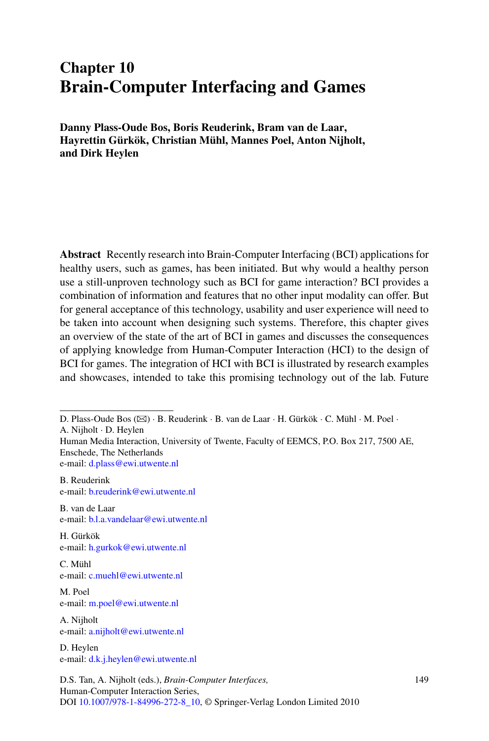# Chapter 10
# Brain-Computer Interfacing and Games

**Danny Plass-Oude Bos, Boris Reuderink, Bram van de Laar, Hayrettin Gürkök, Christian Mühl, Mannes Poel, Anton Nijholt, and Dirk Heylen**

**Abstract** Recently research into Brain-Computer Interfacing (BCI) applications for healthy users, such as games, has been initiated. But why would a healthy person use a still-unproven technology such as BCI for game interaction? BCI provides a combination of information and features that no other input modality can offer. But for general acceptance of this technology, usability and user experience will need to be taken into account when designing such systems. Therefore, this chapter gives an overview of the state of the art of BCI in games and discusses the consequences of applying knowledge from Human-Computer Interaction (HCI) to the design of BCI for games. The integration of HCI with BCI is illustrated by research examples and showcases, intended to take this promising technology out of the lab. Future

---

D. Plass-Oude Bos (✉) · B. Reuderink · B. van de Laar · H. Gürkök · C. Mühl · M. Poel · A. Nijholt · D. Heylen
Human Media Interaction, University of Twente, Faculty of EEMCS, P.O. Box 217, 7500 AE, Enschede, The Netherlands
e-mail: d.plass@ewi.utwente.nl

B. Reuderink
e-mail: b.reuderink@ewi.utwente.nl

B. van de Laar
e-mail: b.l.a.vandelaar@ewi.utwente.nl

H. Gürkök
e-mail: h.gurkok@ewi.utwente.nl

C. Mühl
e-mail: c.muehl@ewi.utwente.nl

M. Poel
e-mail: m.poel@ewi.utwente.nl

A. Nijholt
e-mail: a.nijholt@ewi.utwente.nl

D. Heylen
e-mail: d.k.j.heylen@ewi.utwente.nl

D.S. Tan, A. Nijholt (eds.), *Brain-Computer Interfaces,*
Human-Computer Interaction Series,
DOI 10.1007/978-1-84996-272-8_10, © Springer-Verlag London Limited 2010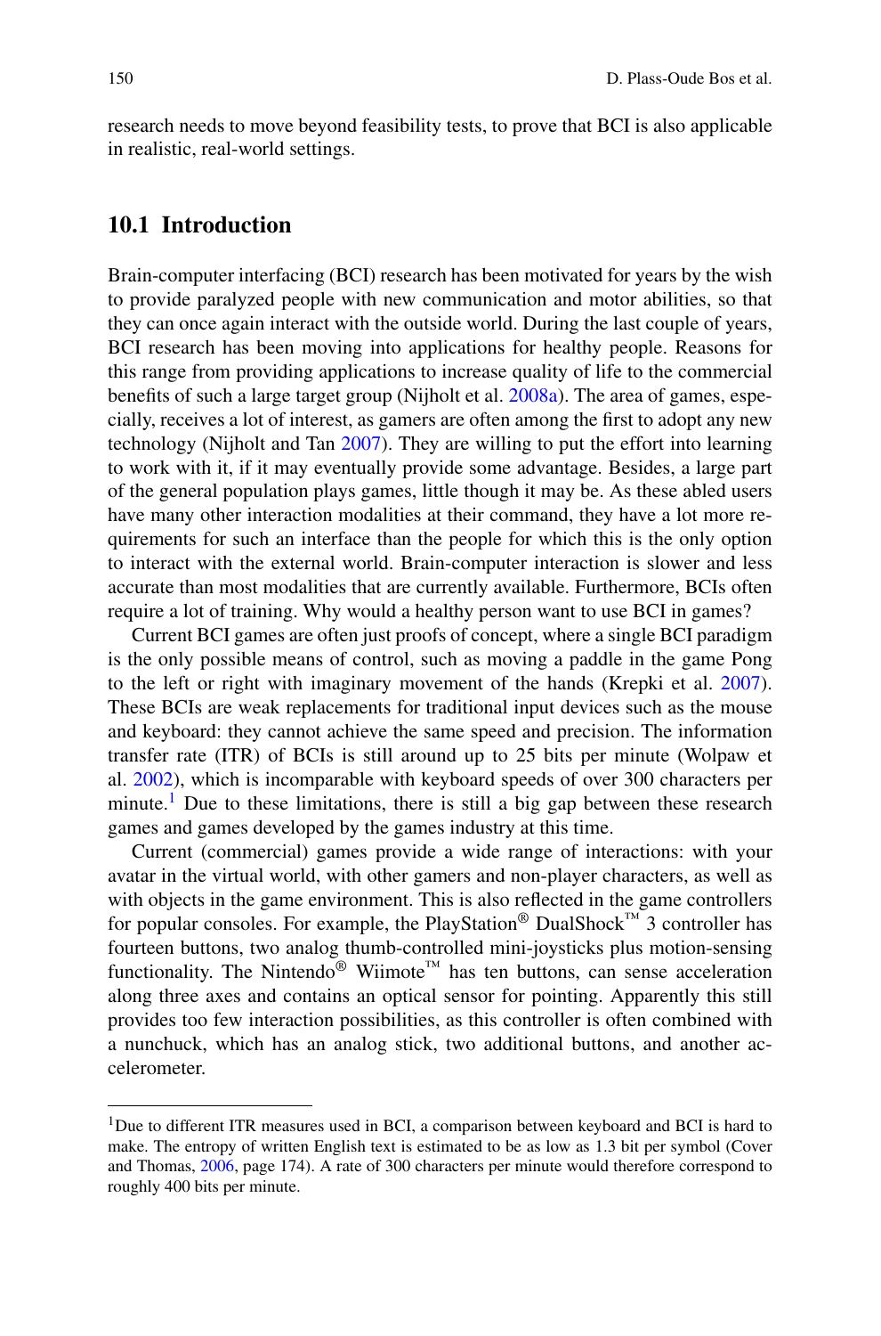research needs to move beyond feasibility tests, to prove that BCI is also applicable in realistic, real-world settings.

## 10.1 Introduction

Brain-computer interfacing (BCI) research has been motivated for years by the wish to provide paralyzed people with new communication and motor abilities, so that they can once again interact with the outside world. During the last couple of years, BCI research has been moving into applications for healthy people. Reasons for this range from providing applications to increase quality of life to the commercial benefits of such a large target group (Nijholt et al. 2008a). The area of games, especially, receives a lot of interest, as gamers are often among the first to adopt any new technology (Nijholt and Tan 2007). They are willing to put the effort into learning to work with it, if it may eventually provide some advantage. Besides, a large part of the general population plays games, little though it may be. As these abled users have many other interaction modalities at their command, they have a lot more requirements for such an interface than the people for which this is the only option to interact with the external world. Brain-computer interaction is slower and less accurate than most modalities that are currently available. Furthermore, BCIs often require a lot of training. Why would a healthy person want to use BCI in games?

Current BCI games are often just proofs of concept, where a single BCI paradigm is the only possible means of control, such as moving a paddle in the game Pong to the left or right with imaginary movement of the hands (Krepki et al. 2007). These BCIs are weak replacements for traditional input devices such as the mouse and keyboard: they cannot achieve the same speed and precision. The information transfer rate (ITR) of BCIs is still around up to 25 bits per minute (Wolpaw et al. 2002), which is incomparable with keyboard speeds of over 300 characters per minute.[1] Due to these limitations, there is still a big gap between these research games and games developed by the games industry at this time.

Current (commercial) games provide a wide range of interactions: with your avatar in the virtual world, with other gamers and non-player characters, as well as with objects in the game environment. This is also reflected in the game controllers for popular consoles. For example, the PlayStation® DualShock™ 3 controller has fourteen buttons, two analog thumb-controlled mini-joysticks plus motion-sensing functionality. The Nintendo® Wiimote™ has ten buttons, can sense acceleration along three axes and contains an optical sensor for pointing. Apparently this still provides too few interaction possibilities, as this controller is often combined with a nunchuck, which has an analog stick, two additional buttons, and another accelerometer.

---

[1] Due to different ITR measures used in BCI, a comparison between keyboard and BCI is hard to make. The entropy of written English text is estimated to be as low as 1.3 bit per symbol (Cover and Thomas, 2006, page 174). A rate of 300 characters per minute would therefore correspond to roughly 400 bits per minute.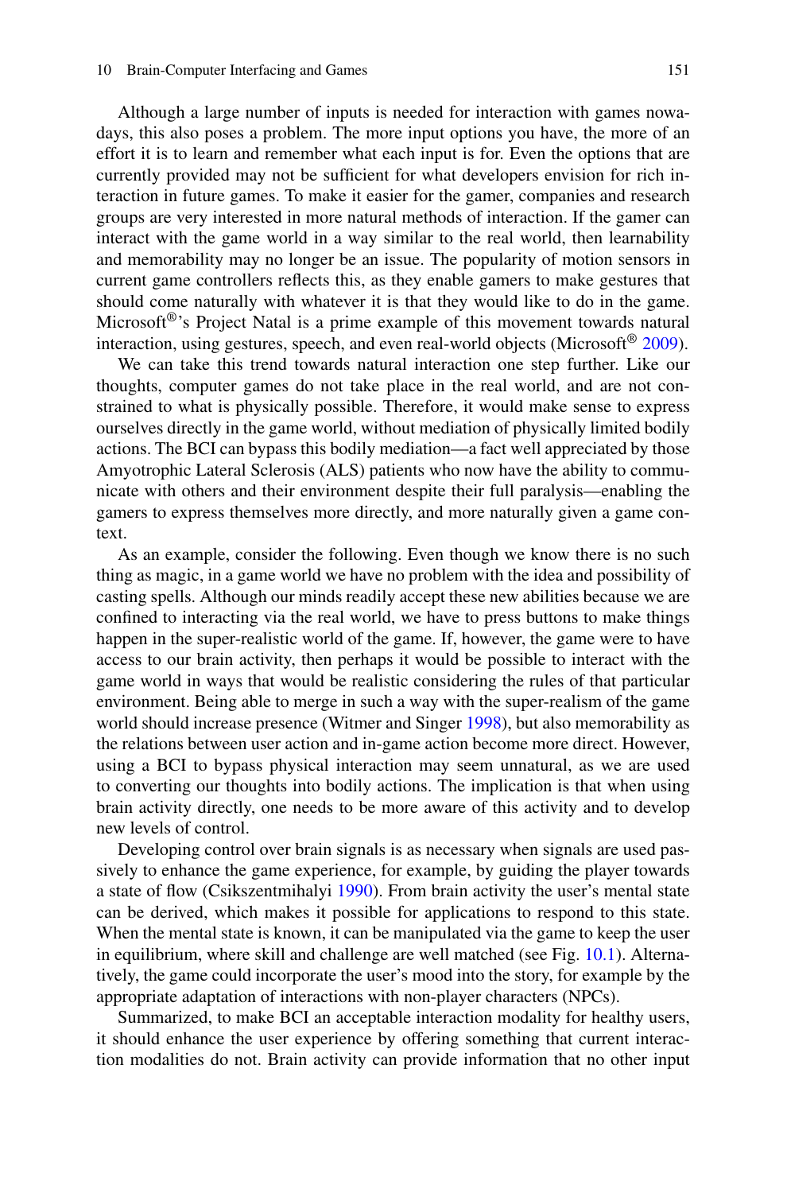Although a large number of inputs is needed for interaction with games nowadays, this also poses a problem. The more input options you have, the more of an effort it is to learn and remember what each input is for. Even the options that are currently provided may not be sufficient for what developers envision for rich interaction in future games. To make it easier for the gamer, companies and research groups are very interested in more natural methods of interaction. If the gamer can interact with the game world in a way similar to the real world, then learnability and memorability may no longer be an issue. The popularity of motion sensors in current game controllers reflects this, as they enable gamers to make gestures that should come naturally with whatever it is that they would like to do in the game. Microsoft®'s Project Natal is a prime example of this movement towards natural interaction, using gestures, speech, and even real-world objects (Microsoft® 2009).

We can take this trend towards natural interaction one step further. Like our thoughts, computer games do not take place in the real world, and are not constrained to what is physically possible. Therefore, it would make sense to express ourselves directly in the game world, without mediation of physically limited bodily actions. The BCI can bypass this bodily mediation—a fact well appreciated by those Amyotrophic Lateral Sclerosis (ALS) patients who now have the ability to communicate with others and their environment despite their full paralysis—enabling the gamers to express themselves more directly, and more naturally given a game context.

As an example, consider the following. Even though we know there is no such thing as magic, in a game world we have no problem with the idea and possibility of casting spells. Although our minds readily accept these new abilities because we are confined to interacting via the real world, we have to press buttons to make things happen in the super-realistic world of the game. If, however, the game were to have access to our brain activity, then perhaps it would be possible to interact with the game world in ways that would be realistic considering the rules of that particular environment. Being able to merge in such a way with the super-realism of the game world should increase presence (Witmer and Singer 1998), but also memorability as the relations between user action and in-game action become more direct. However, using a BCI to bypass physical interaction may seem unnatural, as we are used to converting our thoughts into bodily actions. The implication is that when using brain activity directly, one needs to be more aware of this activity and to develop new levels of control.

Developing control over brain signals is as necessary when signals are used passively to enhance the game experience, for example, by guiding the player towards a state of flow (Csikszentmihalyi 1990). From brain activity the user's mental state can be derived, which makes it possible for applications to respond to this state. When the mental state is known, it can be manipulated via the game to keep the user in equilibrium, where skill and challenge are well matched (see Fig. 10.1). Alternatively, the game could incorporate the user's mood into the story, for example by the appropriate adaptation of interactions with non-player characters (NPCs).

Summarized, to make BCI an acceptable interaction modality for healthy users, it should enhance the user experience by offering something that current interaction modalities do not. Brain activity can provide information that no other input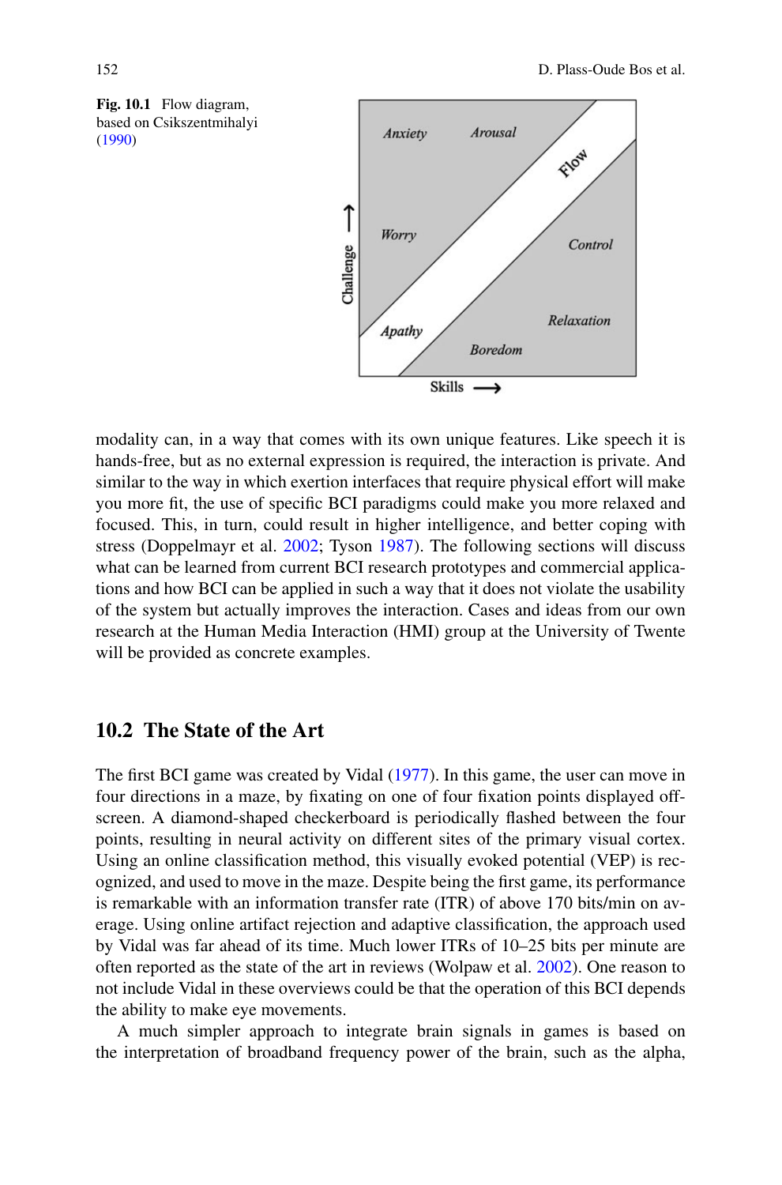**Fig. 10.1** Flow diagram, based on Csikszentmihalyi (1990)

modality can, in a way that comes with its own unique features. Like speech it is hands-free, but as no external expression is required, the interaction is private. And similar to the way in which exertion interfaces that require physical effort will make you more fit, the use of specific BCI paradigms could make you more relaxed and focused. This, in turn, could result in higher intelligence, and better coping with stress (Doppelmayr et al. 2002; Tyson 1987). The following sections will discuss what can be learned from current BCI research prototypes and commercial applications and how BCI can be applied in such a way that it does not violate the usability of the system but actually improves the interaction. Cases and ideas from our own research at the Human Media Interaction (HMI) group at the University of Twente will be provided as concrete examples.

## 10.2 The State of the Art

The first BCI game was created by Vidal (1977). In this game, the user can move in four directions in a maze, by fixating on one of four fixation points displayed off-screen. A diamond-shaped checkerboard is periodically flashed between the four points, resulting in neural activity on different sites of the primary visual cortex. Using an online classification method, this visually evoked potential (VEP) is recognized, and used to move in the maze. Despite being the first game, its performance is remarkable with an information transfer rate (ITR) of above 170 bits/min on average. Using online artifact rejection and adaptive classification, the approach used by Vidal was far ahead of its time. Much lower ITRs of 10–25 bits per minute are often reported as the state of the art in reviews (Wolpaw et al. 2002). One reason to not include Vidal in these overviews could be that the operation of this BCI depends the ability to make eye movements.

A much simpler approach to integrate brain signals in games is based on the interpretation of broadband frequency power of the brain, such as the alpha,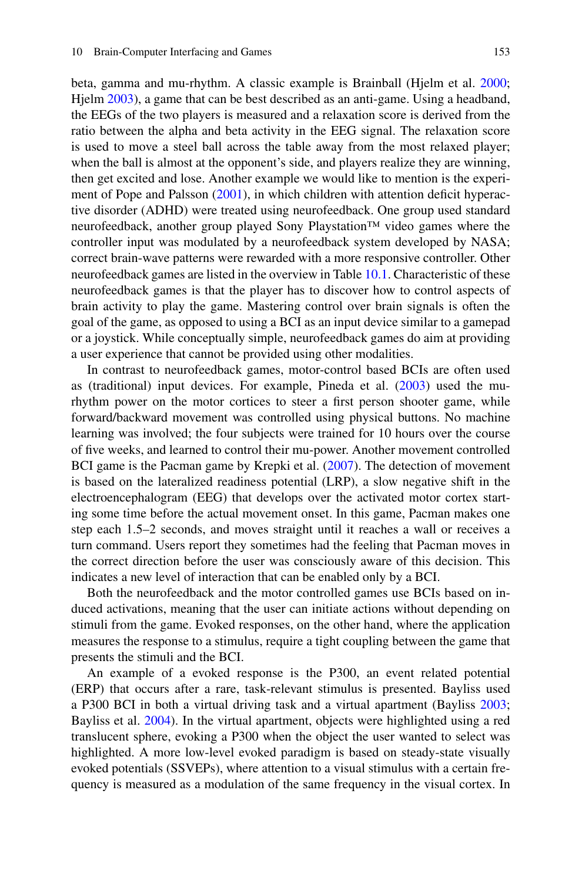beta, gamma and mu-rhythm. A classic example is Brainball (Hjelm et al. 2000; Hjelm 2003), a game that can be best described as an anti-game. Using a headband, the EEGs of the two players is measured and a relaxation score is derived from the ratio between the alpha and beta activity in the EEG signal. The relaxation score is used to move a steel ball across the table away from the most relaxed player; when the ball is almost at the opponent's side, and players realize they are winning, then get excited and lose. Another example we would like to mention is the experiment of Pope and Palsson (2001), in which children with attention deficit hyperactive disorder (ADHD) were treated using neurofeedback. One group used standard neurofeedback, another group played Sony Playstation™ video games where the controller input was modulated by a neurofeedback system developed by NASA; correct brain-wave patterns were rewarded with a more responsive controller. Other neurofeedback games are listed in the overview in Table 10.1. Characteristic of these neurofeedback games is that the player has to discover how to control aspects of brain activity to play the game. Mastering control over brain signals is often the goal of the game, as opposed to using a BCI as an input device similar to a gamepad or a joystick. While conceptually simple, neurofeedback games do aim at providing a user experience that cannot be provided using other modalities.

In contrast to neurofeedback games, motor-control based BCIs are often used as (traditional) input devices. For example, Pineda et al. (2003) used the mu-rhythm power on the motor cortices to steer a first person shooter game, while forward/backward movement was controlled using physical buttons. No machine learning was involved; the four subjects were trained for 10 hours over the course of five weeks, and learned to control their mu-power. Another movement controlled BCI game is the Pacman game by Krepki et al. (2007). The detection of movement is based on the lateralized readiness potential (LRP), a slow negative shift in the electroencephalogram (EEG) that develops over the activated motor cortex starting some time before the actual movement onset. In this game, Pacman makes one step each 1.5–2 seconds, and moves straight until it reaches a wall or receives a turn command. Users report they sometimes had the feeling that Pacman moves in the correct direction before the user was consciously aware of this decision. This indicates a new level of interaction that can be enabled only by a BCI.

Both the neurofeedback and the motor controlled games use BCIs based on induced activations, meaning that the user can initiate actions without depending on stimuli from the game. Evoked responses, on the other hand, where the application measures the response to a stimulus, require a tight coupling between the game that presents the stimuli and the BCI.

An example of a evoked response is the P300, an event related potential (ERP) that occurs after a rare, task-relevant stimulus is presented. Bayliss used a P300 BCI in both a virtual driving task and a virtual apartment (Bayliss 2003; Bayliss et al. 2004). In the virtual apartment, objects were highlighted using a red translucent sphere, evoking a P300 when the object the user wanted to select was highlighted. A more low-level evoked paradigm is based on steady-state visually evoked potentials (SSVEPs), where attention to a visual stimulus with a certain frequency is measured as a modulation of the same frequency in the visual cortex. In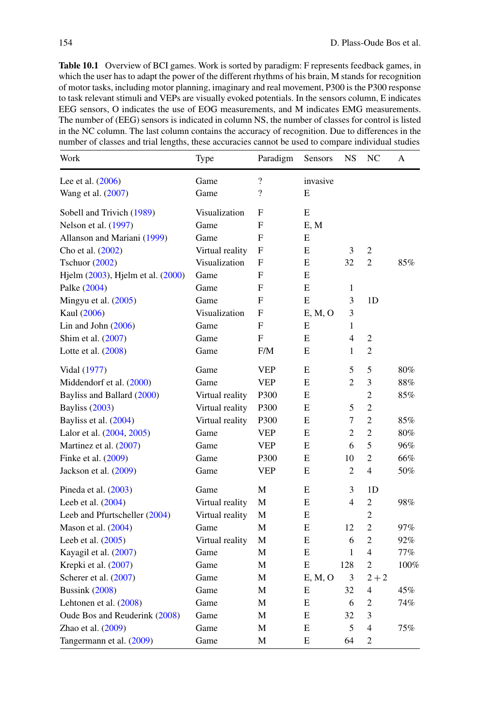**Table 10.1** Overview of BCI games. Work is sorted by paradigm: F represents feedback games, in which the user has to adapt the power of the different rhythms of his brain, M stands for recognition of motor tasks, including motor planning, imaginary and real movement, P300 is the P300 response to task relevant stimuli and VEPs are visually evoked potentials. In the sensors column, E indicates EEG sensors, O indicates the use of EOG measurements, and M indicates EMG measurements. The number of (EEG) sensors is indicated in column NS, the number of classes for control is listed in the NC column. The last column contains the accuracy of recognition. Due to differences in the number of classes and trial lengths, these accuracies cannot be used to compare individual studies

| Work | Type | Paradigm | Sensors | NS | NC | A |
|---|---|---|---|---|---|---|
| Lee et al. (2006) | Game | ? | invasive | | | |
| Wang et al. (2007) | Game | ? | E | | | |
| Sobell and Trivich (1989) | Visualization | F | E | | | |
| Nelson et al. (1997) | Game | F | E, M | | | |
| Allanson and Mariani (1999) | Game | F | E | | | |
| Cho et al. (2002) | Virtual reality | F | E | 3 | 2 | |
| Tschuor (2002) | Visualization | F | E | 32 | 2 | 85% |
| Hjelm (2003), Hjelm et al. (2000) | Game | F | E | | | |
| Palke (2004) | Game | F | E | 1 | | |
| Mingyu et al. (2005) | Game | F | E | 3 | 1D | |
| Kaul (2006) | Visualization | F | E, M, O | 3 | | |
| Lin and John (2006) | Game | F | E | 1 | | |
| Shim et al. (2007) | Game | F | E | 4 | 2 | |
| Lotte et al. (2008) | Game | F/M | E | 1 | 2 | |
| Vidal (1977) | Game | VEP | E | 5 | 5 | 80% |
| Middendorf et al. (2000) | Game | VEP | E | 2 | 3 | 88% |
| Bayliss and Ballard (2000) | Virtual reality | P300 | E | | 2 | 85% |
| Bayliss (2003) | Virtual reality | P300 | E | 5 | 2 | |
| Bayliss et al. (2004) | Virtual reality | P300 | E | 7 | 2 | 85% |
| Lalor et al. (2004, 2005) | Game | VEP | E | 2 | 2 | 80% |
| Martinez et al. (2007) | Game | VEP | E | 6 | 5 | 96% |
| Finke et al. (2009) | Game | P300 | E | 10 | 2 | 66% |
| Jackson et al. (2009) | Game | VEP | E | 2 | 4 | 50% |
| Pineda et al. (2003) | Game | M | E | 3 | 1D | |
| Leeb et al. (2004) | Virtual reality | M | E | 4 | 2 | 98% |
| Leeb and Pfurtscheller (2004) | Virtual reality | M | E | | 2 | |
| Mason et al. (2004) | Game | M | E | 12 | 2 | 97% |
| Leeb et al. (2005) | Virtual reality | M | E | 6 | 2 | 92% |
| Kayagil et al. (2007) | Game | M | E | 1 | 4 | 77% |
| Krepki et al. (2007) | Game | M | E | 128 | 2 | 100% |
| Scherer et al. (2007) | Game | M | E, M, O | 3 | 2 + 2 | |
| Bussink (2008) | Game | M | E | 32 | 4 | 45% |
| Lehtonen et al. (2008) | Game | M | E | 6 | 2 | 74% |
| Oude Bos and Reuderink (2008) | Game | M | E | 32 | 3 | |
| Zhao et al. (2009) | Game | M | E | 5 | 4 | 75% |
| Tangermann et al. (2009) | Game | M | E | 64 | 2 | |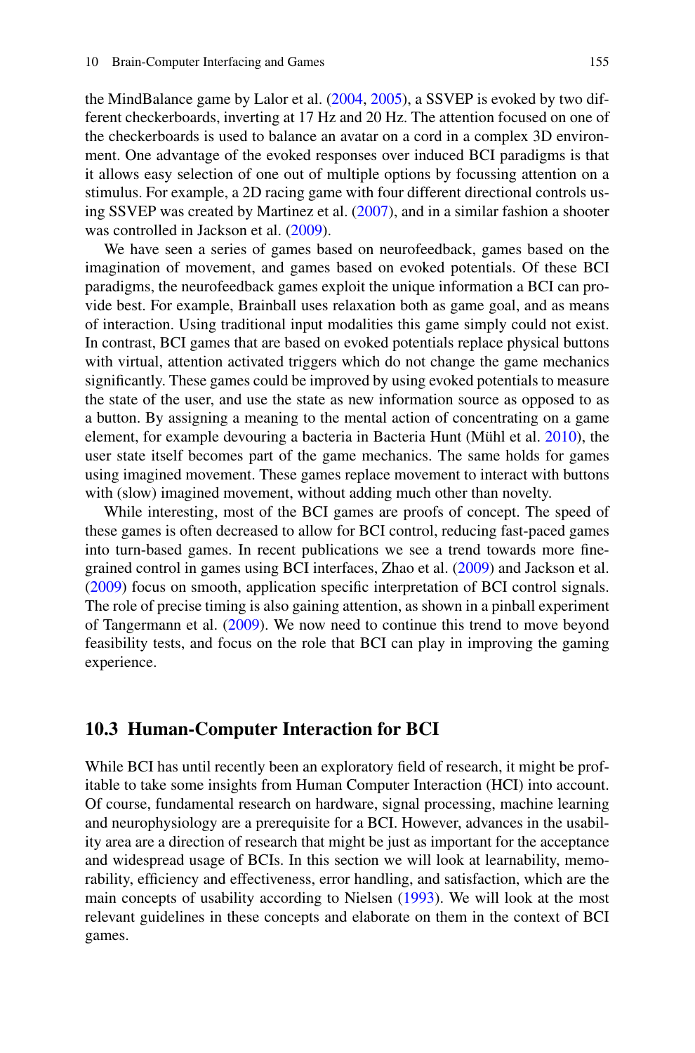the MindBalance game by Lalor et al. (2004, 2005), a SSVEP is evoked by two different checkerboards, inverting at 17 Hz and 20 Hz. The attention focused on one of the checkerboards is used to balance an avatar on a cord in a complex 3D environment. One advantage of the evoked responses over induced BCI paradigms is that it allows easy selection of one out of multiple options by focussing attention on a stimulus. For example, a 2D racing game with four different directional controls using SSVEP was created by Martinez et al. (2007), and in a similar fashion a shooter was controlled in Jackson et al. (2009).

We have seen a series of games based on neurofeedback, games based on the imagination of movement, and games based on evoked potentials. Of these BCI paradigms, the neurofeedback games exploit the unique information a BCI can provide best. For example, Brainball uses relaxation both as game goal, and as means of interaction. Using traditional input modalities this game simply could not exist. In contrast, BCI games that are based on evoked potentials replace physical buttons with virtual, attention activated triggers which do not change the game mechanics significantly. These games could be improved by using evoked potentials to measure the state of the user, and use the state as new information source as opposed to as a button. By assigning a meaning to the mental action of concentrating on a game element, for example devouring a bacteria in Bacteria Hunt (Mühl et al. 2010), the user state itself becomes part of the game mechanics. The same holds for games using imagined movement. These games replace movement to interact with buttons with (slow) imagined movement, without adding much other than novelty.

While interesting, most of the BCI games are proofs of concept. The speed of these games is often decreased to allow for BCI control, reducing fast-paced games into turn-based games. In recent publications we see a trend towards more fine-grained control in games using BCI interfaces, Zhao et al. (2009) and Jackson et al. (2009) focus on smooth, application specific interpretation of BCI control signals. The role of precise timing is also gaining attention, as shown in a pinball experiment of Tangermann et al. (2009). We now need to continue this trend to move beyond feasibility tests, and focus on the role that BCI can play in improving the gaming experience.

## 10.3 Human-Computer Interaction for BCI

While BCI has until recently been an exploratory field of research, it might be profitable to take some insights from Human Computer Interaction (HCI) into account. Of course, fundamental research on hardware, signal processing, machine learning and neurophysiology are a prerequisite for a BCI. However, advances in the usability area are a direction of research that might be just as important for the acceptance and widespread usage of BCIs. In this section we will look at learnability, memorability, efficiency and effectiveness, error handling, and satisfaction, which are the main concepts of usability according to Nielsen (1993). We will look at the most relevant guidelines in these concepts and elaborate on them in the context of BCI games.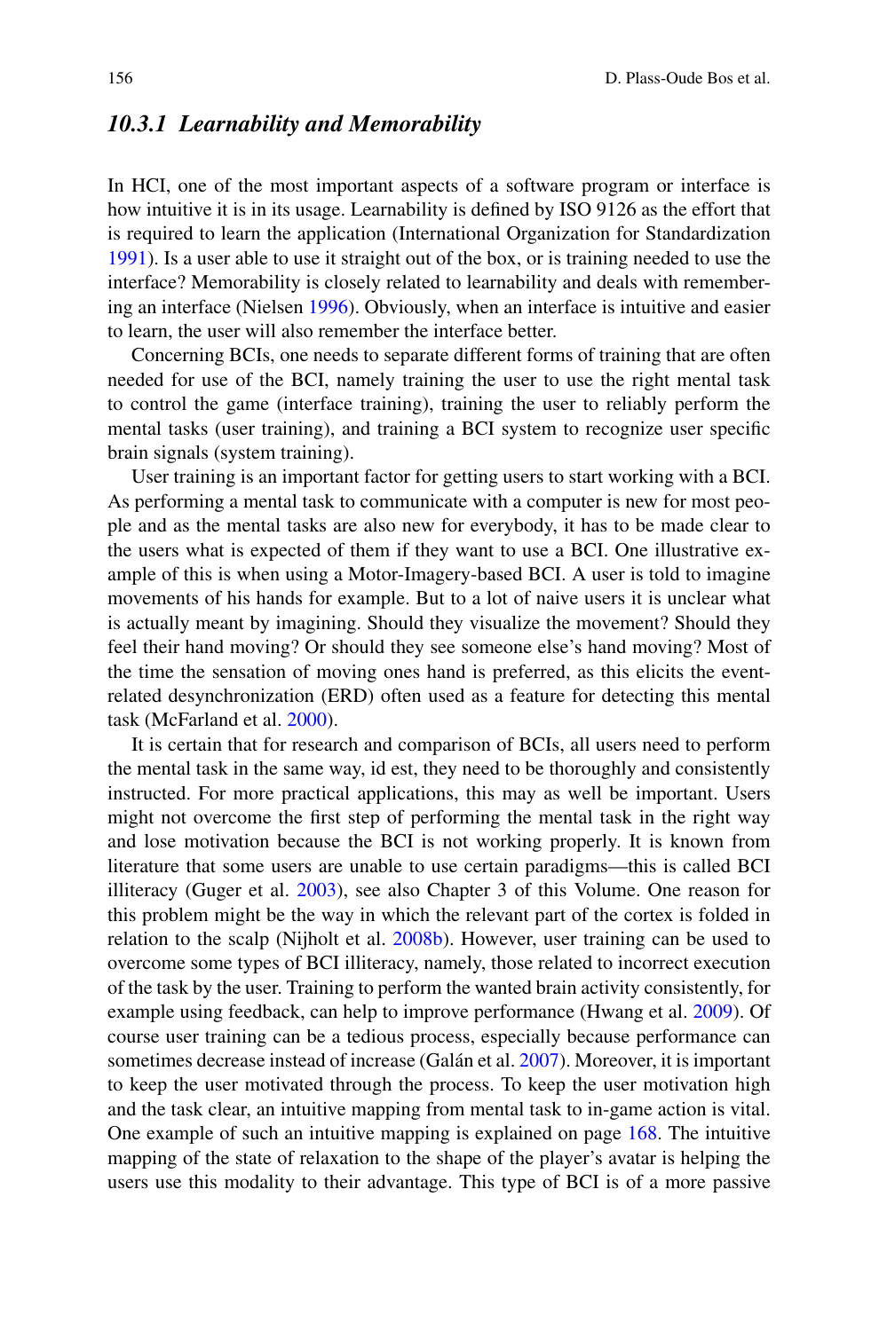### 10.3.1 Learnability and Memorability

In HCI, one of the most important aspects of a software program or interface is how intuitive it is in its usage. Learnability is defined by ISO 9126 as the effort that is required to learn the application (International Organization for Standardization 1991). Is a user able to use it straight out of the box, or is training needed to use the interface? Memorability is closely related to learnability and deals with remembering an interface (Nielsen 1996). Obviously, when an interface is intuitive and easier to learn, the user will also remember the interface better.

Concerning BCIs, one needs to separate different forms of training that are often needed for use of the BCI, namely training the user to use the right mental task to control the game (interface training), training the user to reliably perform the mental tasks (user training), and training a BCI system to recognize user specific brain signals (system training).

User training is an important factor for getting users to start working with a BCI. As performing a mental task to communicate with a computer is new for most people and as the mental tasks are also new for everybody, it has to be made clear to the users what is expected of them if they want to use a BCI. One illustrative example of this is when using a Motor-Imagery-based BCI. A user is told to imagine movements of his hands for example. But to a lot of naive users it is unclear what is actually meant by imagining. Should they visualize the movement? Should they feel their hand moving? Or should they see someone else's hand moving? Most of the time the sensation of moving ones hand is preferred, as this elicits the event-related desynchronization (ERD) often used as a feature for detecting this mental task (McFarland et al. 2000).

It is certain that for research and comparison of BCIs, all users need to perform the mental task in the same way, id est, they need to be thoroughly and consistently instructed. For more practical applications, this may as well be important. Users might not overcome the first step of performing the mental task in the right way and lose motivation because the BCI is not working properly. It is known from literature that some users are unable to use certain paradigms—this is called BCI illiteracy (Guger et al. 2003), see also Chapter 3 of this Volume. One reason for this problem might be the way in which the relevant part of the cortex is folded in relation to the scalp (Nijholt et al. 2008b). However, user training can be used to overcome some types of BCI illiteracy, namely, those related to incorrect execution of the task by the user. Training to perform the wanted brain activity consistently, for example using feedback, can help to improve performance (Hwang et al. 2009). Of course user training can be a tedious process, especially because performance can sometimes decrease instead of increase (Galán et al. 2007). Moreover, it is important to keep the user motivated through the process. To keep the user motivation high and the task clear, an intuitive mapping from mental task to in-game action is vital. One example of such an intuitive mapping is explained on page 168. The intuitive mapping of the state of relaxation to the shape of the player's avatar is helping the users use this modality to their advantage. This type of BCI is of a more passive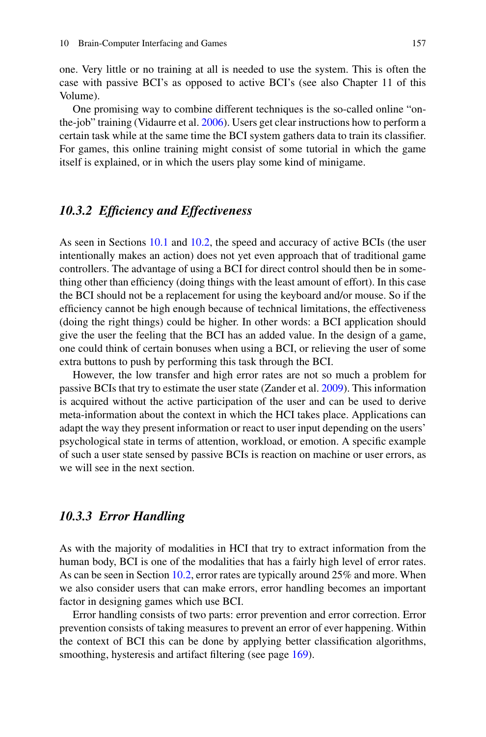one. Very little or no training at all is needed to use the system. This is often the case with passive BCI's as opposed to active BCI's (see also Chapter 11 of this Volume).

One promising way to combine different techniques is the so-called online "on-the-job" training (Vidaurre et al. 2006). Users get clear instructions how to perform a certain task while at the same time the BCI system gathers data to train its classifier. For games, this online training might consist of some tutorial in which the game itself is explained, or in which the users play some kind of minigame.

### *10.3.2 Efficiency and Effectiveness*

As seen in Sections 10.1 and 10.2, the speed and accuracy of active BCIs (the user intentionally makes an action) does not yet even approach that of traditional game controllers. The advantage of using a BCI for direct control should then be in something other than efficiency (doing things with the least amount of effort). In this case the BCI should not be a replacement for using the keyboard and/or mouse. So if the efficiency cannot be high enough because of technical limitations, the effectiveness (doing the right things) could be higher. In other words: a BCI application should give the user the feeling that the BCI has an added value. In the design of a game, one could think of certain bonuses when using a BCI, or relieving the user of some extra buttons to push by performing this task through the BCI.

However, the low transfer and high error rates are not so much a problem for passive BCIs that try to estimate the user state (Zander et al. 2009). This information is acquired without the active participation of the user and can be used to derive meta-information about the context in which the HCI takes place. Applications can adapt the way they present information or react to user input depending on the users' psychological state in terms of attention, workload, or emotion. A specific example of such a user state sensed by passive BCIs is reaction on machine or user errors, as we will see in the next section.

### *10.3.3 Error Handling*

As with the majority of modalities in HCI that try to extract information from the human body, BCI is one of the modalities that has a fairly high level of error rates. As can be seen in Section 10.2, error rates are typically around 25% and more. When we also consider users that can make errors, error handling becomes an important factor in designing games which use BCI.

Error handling consists of two parts: error prevention and error correction. Error prevention consists of taking measures to prevent an error of ever happening. Within the context of BCI this can be done by applying better classification algorithms, smoothing, hysteresis and artifact filtering (see page 169).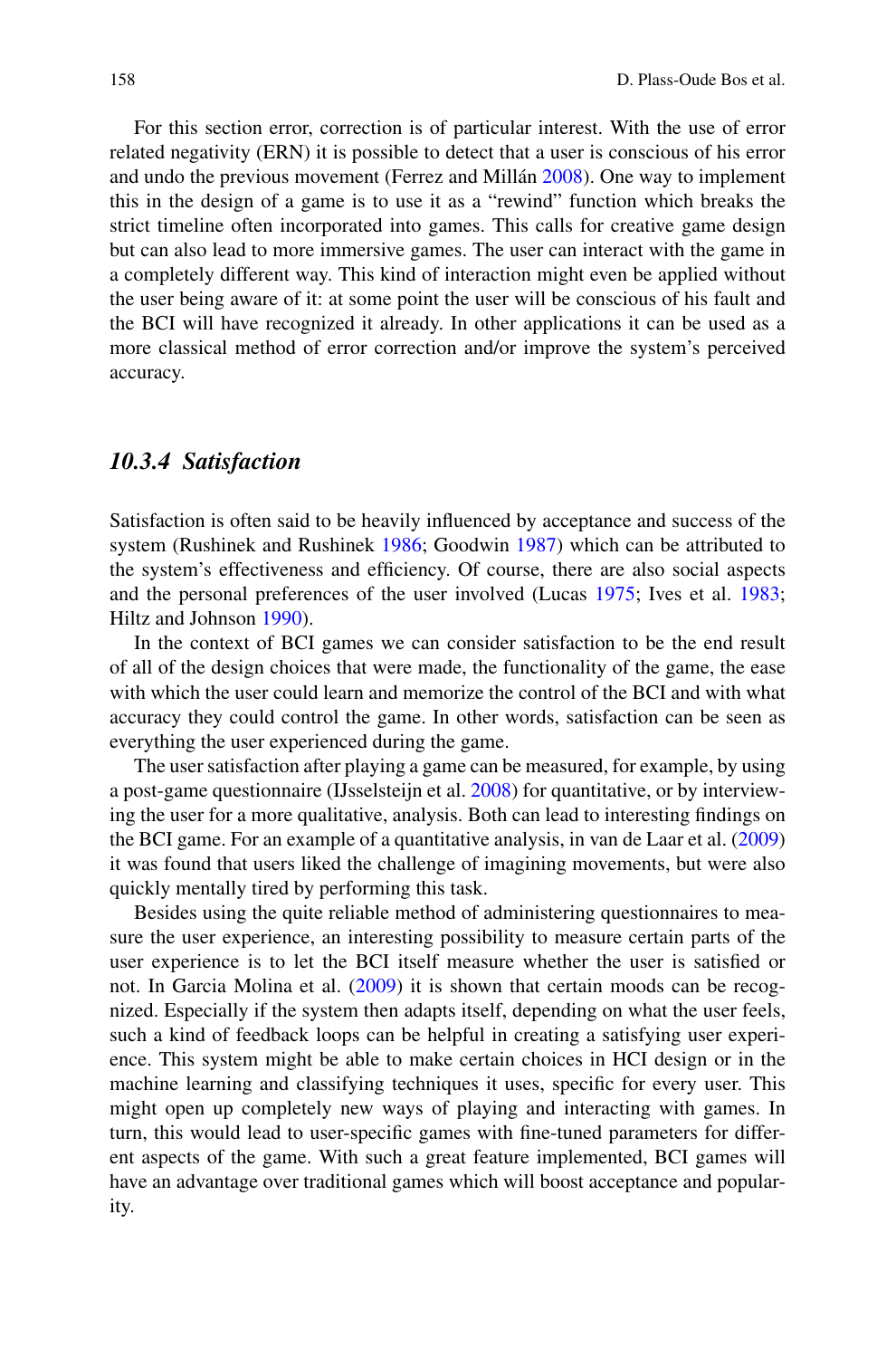For this section error, correction is of particular interest. With the use of error related negativity (ERN) it is possible to detect that a user is conscious of his error and undo the previous movement (Ferrez and Millán 2008). One way to implement this in the design of a game is to use it as a "rewind" function which breaks the strict timeline often incorporated into games. This calls for creative game design but can also lead to more immersive games. The user can interact with the game in a completely different way. This kind of interaction might even be applied without the user being aware of it: at some point the user will be conscious of his fault and the BCI will have recognized it already. In other applications it can be used as a more classical method of error correction and/or improve the system's perceived accuracy.

### *10.3.4 Satisfaction*

Satisfaction is often said to be heavily influenced by acceptance and success of the system (Rushinek and Rushinek 1986; Goodwin 1987) which can be attributed to the system's effectiveness and efficiency. Of course, there are also social aspects and the personal preferences of the user involved (Lucas 1975; Ives et al. 1983; Hiltz and Johnson 1990).

In the context of BCI games we can consider satisfaction to be the end result of all of the design choices that were made, the functionality of the game, the ease with which the user could learn and memorize the control of the BCI and with what accuracy they could control the game. In other words, satisfaction can be seen as everything the user experienced during the game.

The user satisfaction after playing a game can be measured, for example, by using a post-game questionnaire (IJsselsteijn et al. 2008) for quantitative, or by interviewing the user for a more qualitative, analysis. Both can lead to interesting findings on the BCI game. For an example of a quantitative analysis, in van de Laar et al. (2009) it was found that users liked the challenge of imagining movements, but were also quickly mentally tired by performing this task.

Besides using the quite reliable method of administering questionnaires to measure the user experience, an interesting possibility to measure certain parts of the user experience is to let the BCI itself measure whether the user is satisfied or not. In Garcia Molina et al. (2009) it is shown that certain moods can be recognized. Especially if the system then adapts itself, depending on what the user feels, such a kind of feedback loops can be helpful in creating a satisfying user experience. This system might be able to make certain choices in HCI design or in the machine learning and classifying techniques it uses, specific for every user. This might open up completely new ways of playing and interacting with games. In turn, this would lead to user-specific games with fine-tuned parameters for different aspects of the game. With such a great feature implemented, BCI games will have an advantage over traditional games which will boost acceptance and popularity.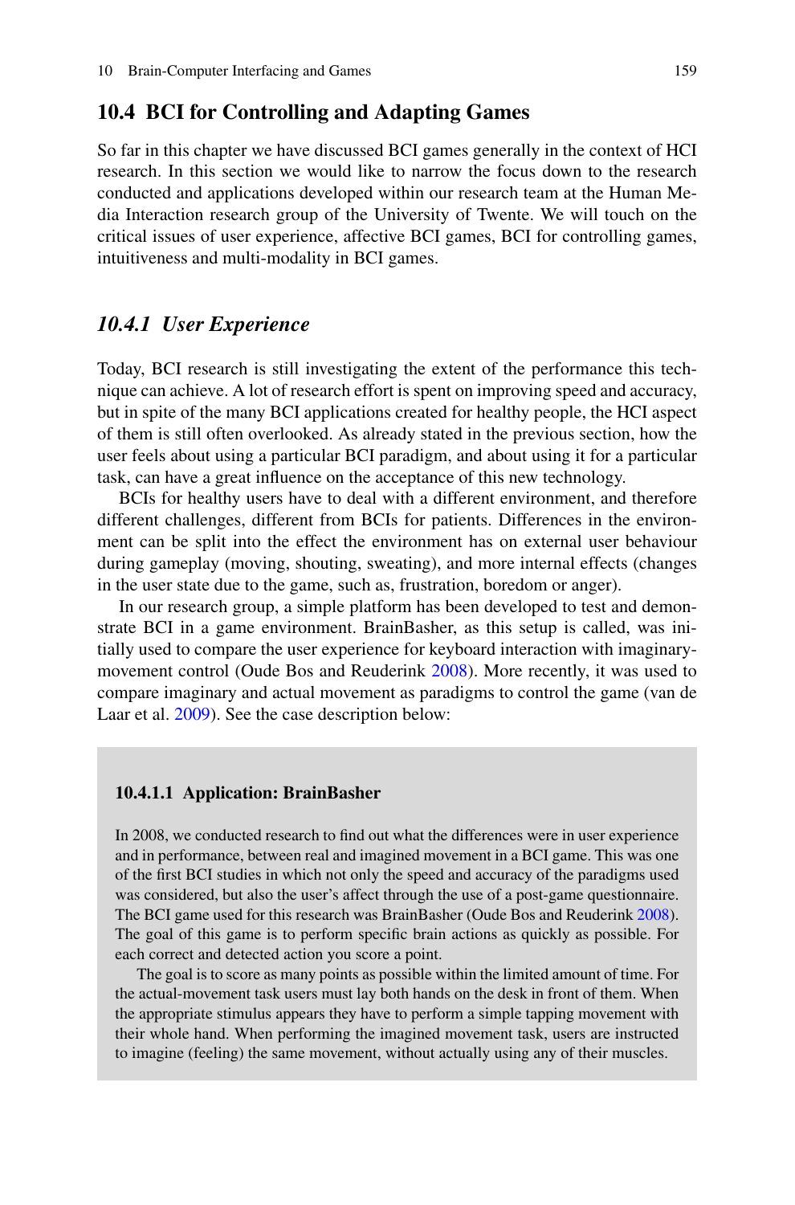## 10.4 BCI for Controlling and Adapting Games

So far in this chapter we have discussed BCI games generally in the context of HCI research. In this section we would like to narrow the focus down to the research conducted and applications developed within our research team at the Human Media Interaction research group of the University of Twente. We will touch on the critical issues of user experience, affective BCI games, BCI for controlling games, intuitiveness and multi-modality in BCI games.

### *10.4.1 User Experience*

Today, BCI research is still investigating the extent of the performance this technique can achieve. A lot of research effort is spent on improving speed and accuracy, but in spite of the many BCI applications created for healthy people, the HCI aspect of them is still often overlooked. As already stated in the previous section, how the user feels about using a particular BCI paradigm, and about using it for a particular task, can have a great influence on the acceptance of this new technology.

BCIs for healthy users have to deal with a different environment, and therefore different challenges, different from BCIs for patients. Differences in the environment can be split into the effect the environment has on external user behaviour during gameplay (moving, shouting, sweating), and more internal effects (changes in the user state due to the game, such as, frustration, boredom or anger).

In our research group, a simple platform has been developed to test and demonstrate BCI in a game environment. BrainBasher, as this setup is called, was initially used to compare the user experience for keyboard interaction with imaginary-movement control (Oude Bos and Reuderink 2008). More recently, it was used to compare imaginary and actual movement as paradigms to control the game (van de Laar et al. 2009). See the case description below:

#### 10.4.1.1 Application: BrainBasher

In 2008, we conducted research to find out what the differences were in user experience and in performance, between real and imagined movement in a BCI game. This was one of the first BCI studies in which not only the speed and accuracy of the paradigms used was considered, but also the user's affect through the use of a post-game questionnaire. The BCI game used for this research was BrainBasher (Oude Bos and Reuderink 2008). The goal of this game is to perform specific brain actions as quickly as possible. For each correct and detected action you score a point.

The goal is to score as many points as possible within the limited amount of time. For the actual-movement task users must lay both hands on the desk in front of them. When the appropriate stimulus appears they have to perform a simple tapping movement with their whole hand. When performing the imagined movement task, users are instructed to imagine (feeling) the same movement, without actually using any of their muscles.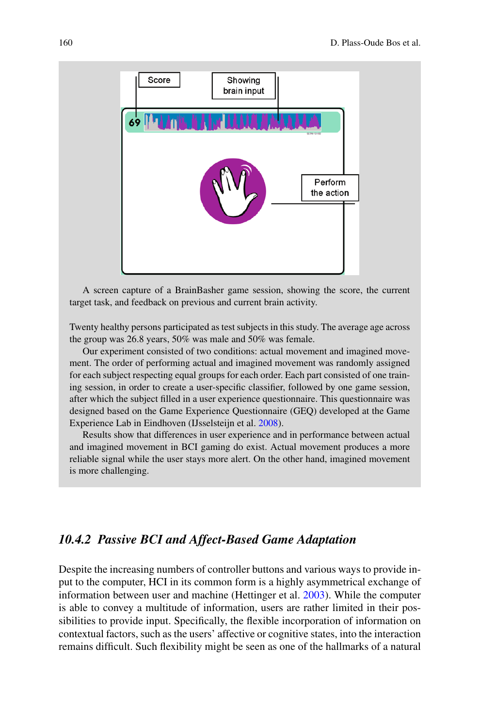A screen capture of a BrainBasher game session, showing the score, the current target task, and feedback on previous and current brain activity.

Twenty healthy persons participated as test subjects in this study. The average age across the group was 26.8 years, 50% was male and 50% was female.

Our experiment consisted of two conditions: actual movement and imagined movement. The order of performing actual and imagined movement was randomly assigned for each subject respecting equal groups for each order. Each part consisted of one training session, in order to create a user-specific classifier, followed by one game session, after which the subject filled in a user experience questionnaire. This questionnaire was designed based on the Game Experience Questionnaire (GEQ) developed at the Game Experience Lab in Eindhoven (IJsselsteijn et al. 2008).

Results show that differences in user experience and in performance between actual and imagined movement in BCI gaming do exist. Actual movement produces a more reliable signal while the user stays more alert. On the other hand, imagined movement is more challenging.

### *10.4.2 Passive BCI and Affect-Based Game Adaptation*

Despite the increasing numbers of controller buttons and various ways to provide input to the computer, HCI in its common form is a highly asymmetrical exchange of information between user and machine (Hettinger et al. 2003). While the computer is able to convey a multitude of information, users are rather limited in their possibilities to provide input. Specifically, the flexible incorporation of information on contextual factors, such as the users' affective or cognitive states, into the interaction remains difficult. Such flexibility might be seen as one of the hallmarks of a natural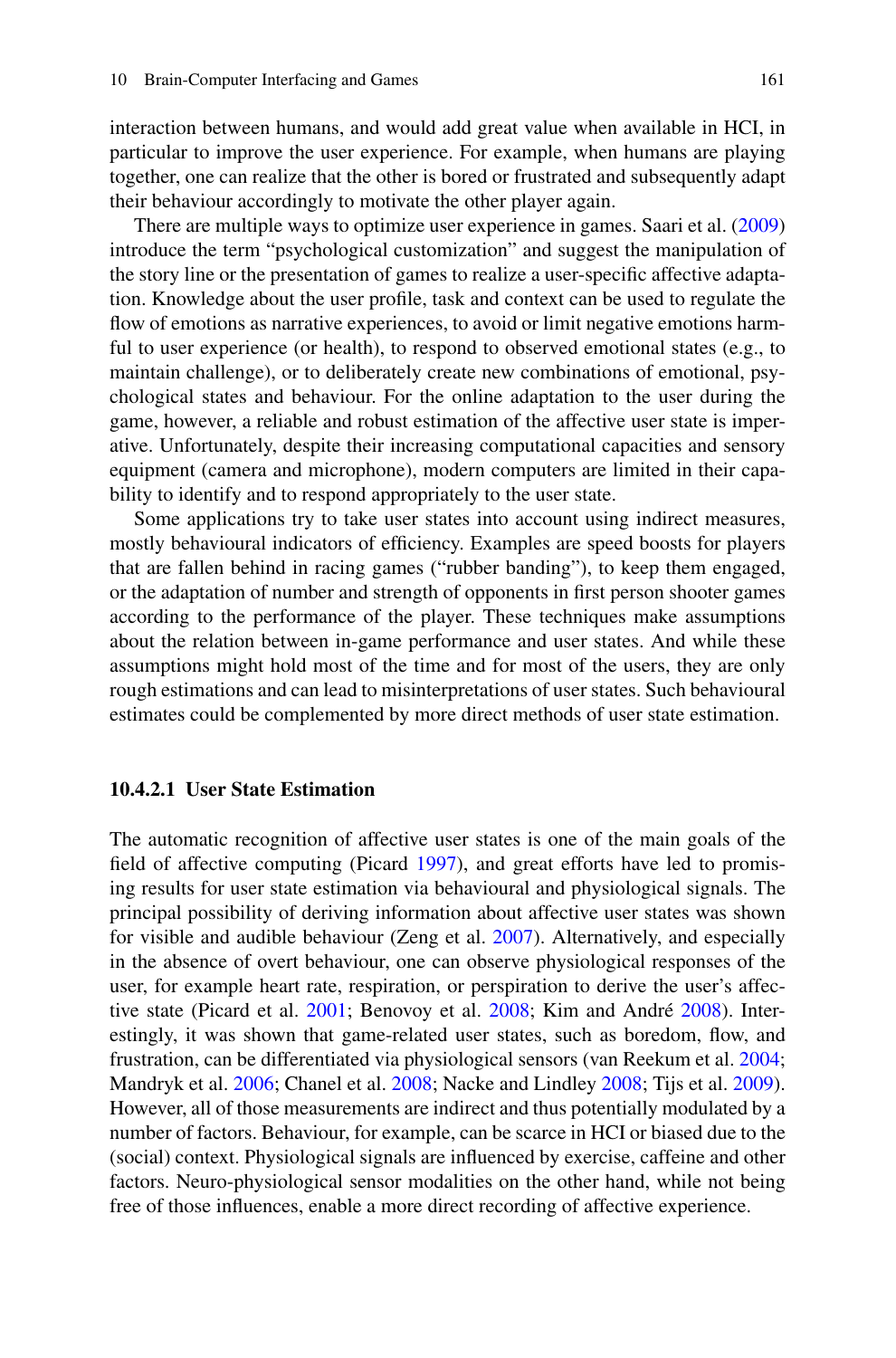interaction between humans, and would add great value when available in HCI, in particular to improve the user experience. For example, when humans are playing together, one can realize that the other is bored or frustrated and subsequently adapt their behaviour accordingly to motivate the other player again.

There are multiple ways to optimize user experience in games. Saari et al. (2009) introduce the term "psychological customization" and suggest the manipulation of the story line or the presentation of games to realize a user-specific affective adaptation. Knowledge about the user profile, task and context can be used to regulate the flow of emotions as narrative experiences, to avoid or limit negative emotions harmful to user experience (or health), to respond to observed emotional states (e.g., to maintain challenge), or to deliberately create new combinations of emotional, psychological states and behaviour. For the online adaptation to the user during the game, however, a reliable and robust estimation of the affective user state is imperative. Unfortunately, despite their increasing computational capacities and sensory equipment (camera and microphone), modern computers are limited in their capability to identify and to respond appropriately to the user state.

Some applications try to take user states into account using indirect measures, mostly behavioural indicators of efficiency. Examples are speed boosts for players that are fallen behind in racing games ("rubber banding"), to keep them engaged, or the adaptation of number and strength of opponents in first person shooter games according to the performance of the player. These techniques make assumptions about the relation between in-game performance and user states. And while these assumptions might hold most of the time and for most of the users, they are only rough estimations and can lead to misinterpretations of user states. Such behavioural estimates could be complemented by more direct methods of user state estimation.

#### 10.4.2.1 User State Estimation

The automatic recognition of affective user states is one of the main goals of the field of affective computing (Picard 1997), and great efforts have led to promising results for user state estimation via behavioural and physiological signals. The principal possibility of deriving information about affective user states was shown for visible and audible behaviour (Zeng et al. 2007). Alternatively, and especially in the absence of overt behaviour, one can observe physiological responses of the user, for example heart rate, respiration, or perspiration to derive the user's affective state (Picard et al. 2001; Benovoy et al. 2008; Kim and André 2008). Interestingly, it was shown that game-related user states, such as boredom, flow, and frustration, can be differentiated via physiological sensors (van Reekum et al. 2004; Mandryk et al. 2006; Chanel et al. 2008; Nacke and Lindley 2008; Tijs et al. 2009). However, all of those measurements are indirect and thus potentially modulated by a number of factors. Behaviour, for example, can be scarce in HCI or biased due to the (social) context. Physiological signals are influenced by exercise, caffeine and other factors. Neuro-physiological sensor modalities on the other hand, while not being free of those influences, enable a more direct recording of affective experience.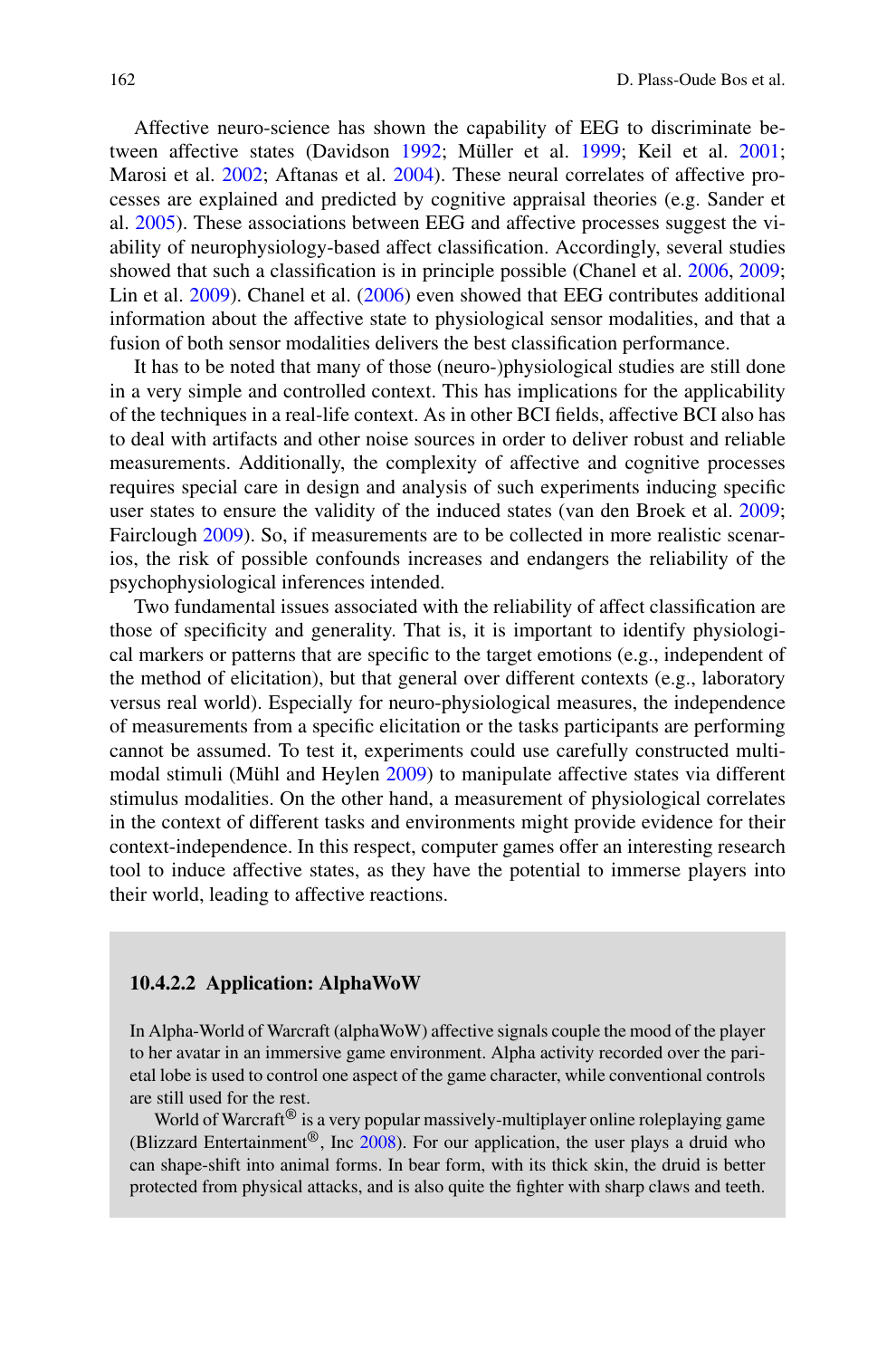Affective neuro-science has shown the capability of EEG to discriminate between affective states (Davidson 1992; Müller et al. 1999; Keil et al. 2001; Marosi et al. 2002; Aftanas et al. 2004). These neural correlates of affective processes are explained and predicted by cognitive appraisal theories (e.g. Sander et al. 2005). These associations between EEG and affective processes suggest the viability of neurophysiology-based affect classification. Accordingly, several studies showed that such a classification is in principle possible (Chanel et al. 2006, 2009; Lin et al. 2009). Chanel et al. (2006) even showed that EEG contributes additional information about the affective state to physiological sensor modalities, and that a fusion of both sensor modalities delivers the best classification performance.

It has to be noted that many of those (neuro-)physiological studies are still done in a very simple and controlled context. This has implications for the applicability of the techniques in a real-life context. As in other BCI fields, affective BCI also has to deal with artifacts and other noise sources in order to deliver robust and reliable measurements. Additionally, the complexity of affective and cognitive processes requires special care in design and analysis of such experiments inducing specific user states to ensure the validity of the induced states (van den Broek et al. 2009; Fairclough 2009). So, if measurements are to be collected in more realistic scenarios, the risk of possible confounds increases and endangers the reliability of the psychophysiological inferences intended.

Two fundamental issues associated with the reliability of affect classification are those of specificity and generality. That is, it is important to identify physiological markers or patterns that are specific to the target emotions (e.g., independent of the method of elicitation), but that general over different contexts (e.g., laboratory versus real world). Especially for neuro-physiological measures, the independence of measurements from a specific elicitation or the tasks participants are performing cannot be assumed. To test it, experiments could use carefully constructed multimodal stimuli (Mühl and Heylen 2009) to manipulate affective states via different stimulus modalities. On the other hand, a measurement of physiological correlates in the context of different tasks and environments might provide evidence for their context-independence. In this respect, computer games offer an interesting research tool to induce affective states, as they have the potential to immerse players into their world, leading to affective reactions.

#### 10.4.2.2 Application: AlphaWoW

In Alpha-World of Warcraft (alphaWoW) affective signals couple the mood of the player to her avatar in an immersive game environment. Alpha activity recorded over the parietal lobe is used to control one aspect of the game character, while conventional controls are still used for the rest.

World of Warcraft® is a very popular massively-multiplayer online roleplaying game (Blizzard Entertainment®, Inc 2008). For our application, the user plays a druid who can shape-shift into animal forms. In bear form, with its thick skin, the druid is better protected from physical attacks, and is also quite the fighter with sharp claws and teeth.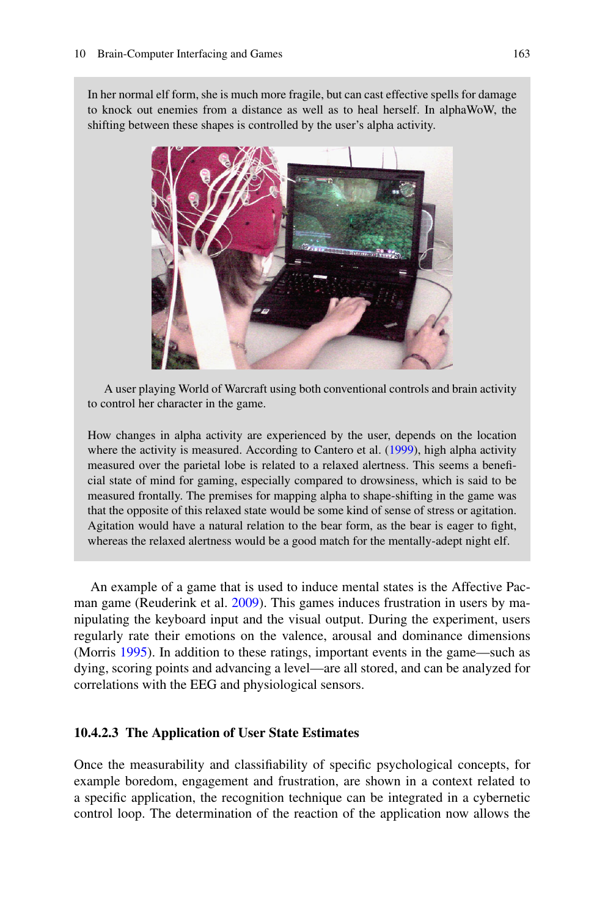In her normal elf form, she is much more fragile, but can cast effective spells for damage to knock out enemies from a distance as well as to heal herself. In alphaWoW, the shifting between these shapes is controlled by the user's alpha activity.

A user playing World of Warcraft using both conventional controls and brain activity to control her character in the game.

How changes in alpha activity are experienced by the user, depends on the location where the activity is measured. According to Cantero et al. (1999), high alpha activity measured over the parietal lobe is related to a relaxed alertness. This seems a beneficial state of mind for gaming, especially compared to drowsiness, which is said to be measured frontally. The premises for mapping alpha to shape-shifting in the game was that the opposite of this relaxed state would be some kind of sense of stress or agitation. Agitation would have a natural relation to the bear form, as the bear is eager to fight, whereas the relaxed alertness would be a good match for the mentally-adept night elf.

An example of a game that is used to induce mental states is the Affective Pacman game (Reuderink et al. 2009). This games induces frustration in users by manipulating the keyboard input and the visual output. During the experiment, users regularly rate their emotions on the valence, arousal and dominance dimensions (Morris 1995). In addition to these ratings, important events in the game—such as dying, scoring points and advancing a level—are all stored, and can be analyzed for correlations with the EEG and physiological sensors.

#### 10.4.2.3 The Application of User State Estimates

Once the measurability and classifiability of specific psychological concepts, for example boredom, engagement and frustration, are shown in a context related to a specific application, the recognition technique can be integrated in a cybernetic control loop. The determination of the reaction of the application now allows the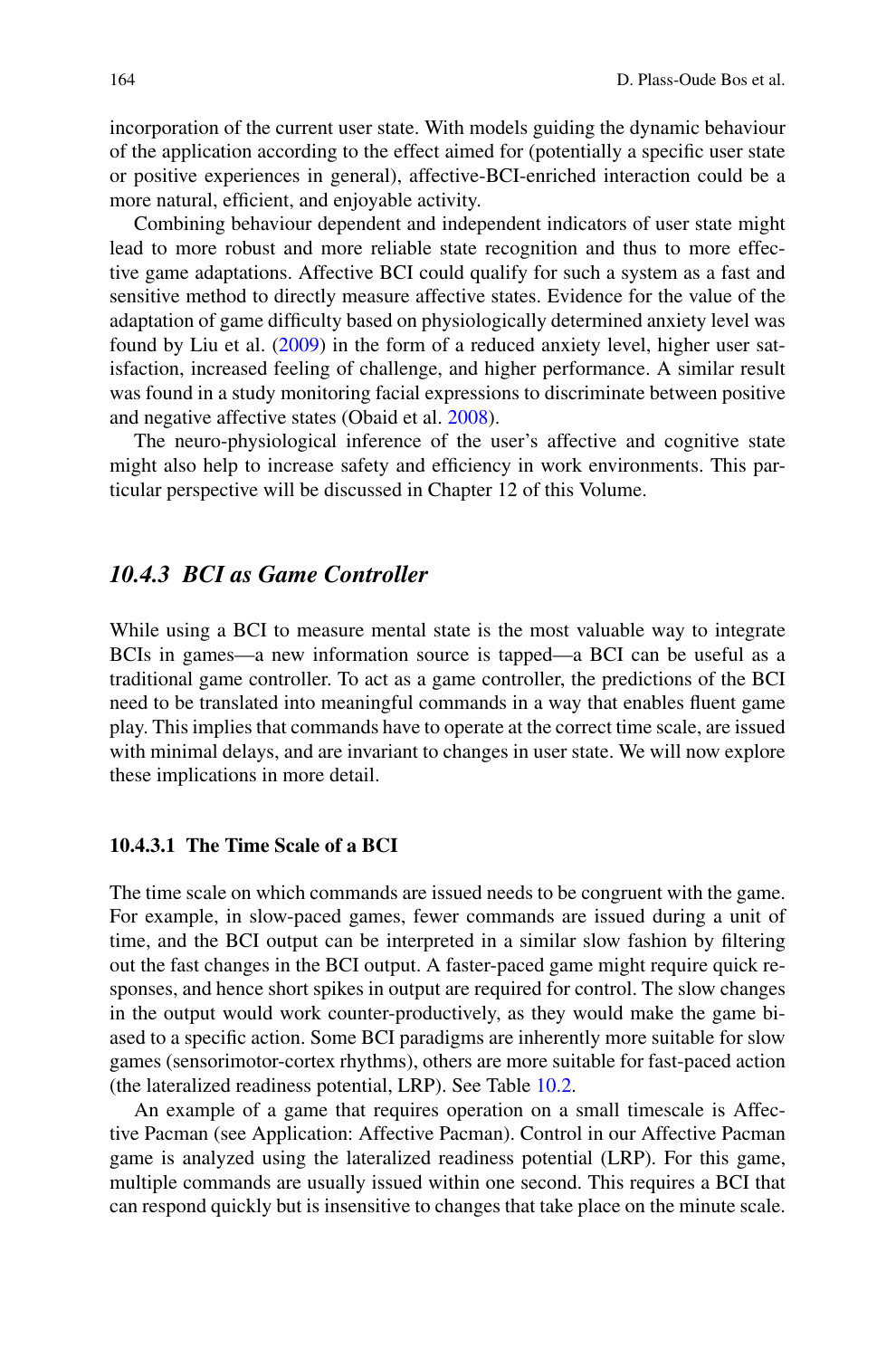incorporation of the current user state. With models guiding the dynamic behaviour of the application according to the effect aimed for (potentially a specific user state or positive experiences in general), affective-BCI-enriched interaction could be a more natural, efficient, and enjoyable activity.

Combining behaviour dependent and independent indicators of user state might lead to more robust and more reliable state recognition and thus to more effective game adaptations. Affective BCI could qualify for such a system as a fast and sensitive method to directly measure affective states. Evidence for the value of the adaptation of game difficulty based on physiologically determined anxiety level was found by Liu et al. (2009) in the form of a reduced anxiety level, higher user satisfaction, increased feeling of challenge, and higher performance. A similar result was found in a study monitoring facial expressions to discriminate between positive and negative affective states (Obaid et al. 2008).

The neuro-physiological inference of the user's affective and cognitive state might also help to increase safety and efficiency in work environments. This particular perspective will be discussed in Chapter 12 of this Volume.

### *10.4.3 BCI as Game Controller*

While using a BCI to measure mental state is the most valuable way to integrate BCIs in games—a new information source is tapped—a BCI can be useful as a traditional game controller. To act as a game controller, the predictions of the BCI need to be translated into meaningful commands in a way that enables fluent game play. This implies that commands have to operate at the correct time scale, are issued with minimal delays, and are invariant to changes in user state. We will now explore these implications in more detail.

#### 10.4.3.1 The Time Scale of a BCI

The time scale on which commands are issued needs to be congruent with the game. For example, in slow-paced games, fewer commands are issued during a unit of time, and the BCI output can be interpreted in a similar slow fashion by filtering out the fast changes in the BCI output. A faster-paced game might require quick responses, and hence short spikes in output are required for control. The slow changes in the output would work counter-productively, as they would make the game biased to a specific action. Some BCI paradigms are inherently more suitable for slow games (sensorimotor-cortex rhythms), others are more suitable for fast-paced action (the lateralized readiness potential, LRP). See Table 10.2.

An example of a game that requires operation on a small timescale is Affective Pacman (see Application: Affective Pacman). Control in our Affective Pacman game is analyzed using the lateralized readiness potential (LRP). For this game, multiple commands are usually issued within one second. This requires a BCI that can respond quickly but is insensitive to changes that take place on the minute scale.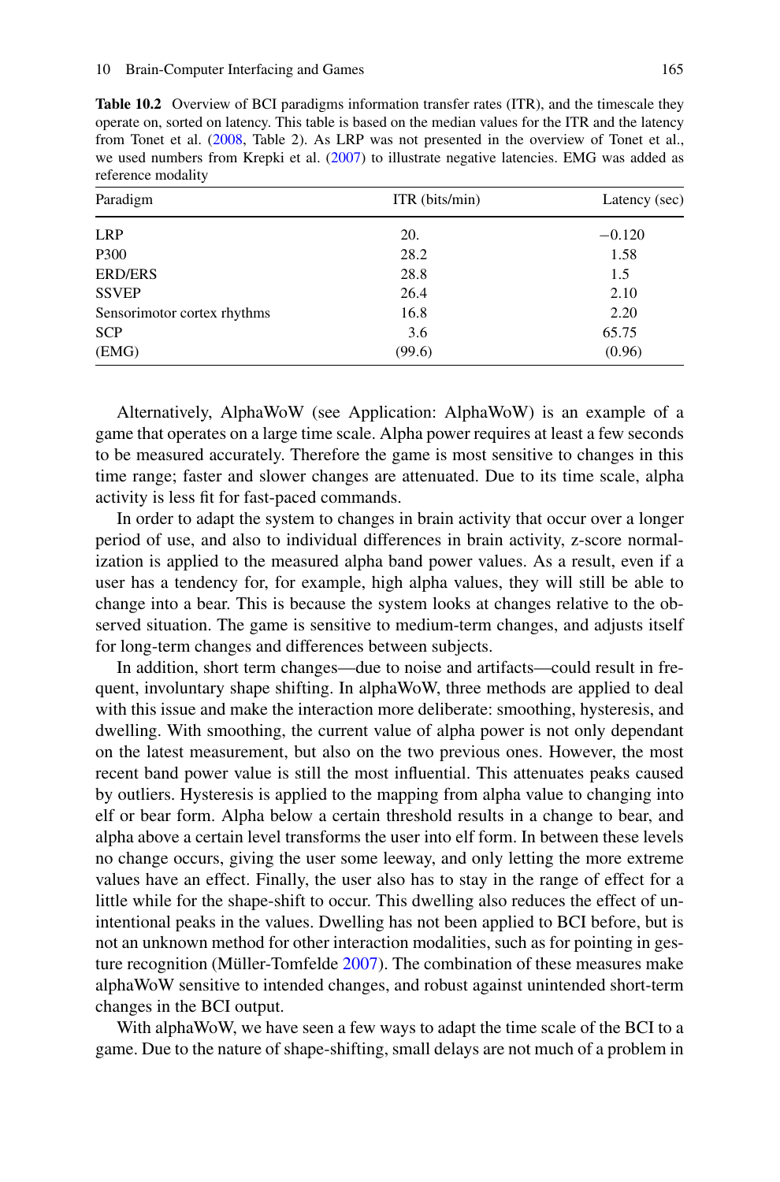**Table 10.2** Overview of BCI paradigms information transfer rates (ITR), and the timescale they operate on, sorted on latency. This table is based on the median values for the ITR and the latency from Tonet et al. (2008, Table 2). As LRP was not presented in the overview of Tonet et al., we used numbers from Krepki et al. (2007) to illustrate negative latencies. EMG was added as reference modality

| Paradigm | ITR (bits/min) | Latency (sec) |
|---|---|---|
| LRP | 20. | −0.120 |
| P300 | 28.2 | 1.58 |
| ERD/ERS | 28.8 | 1.5 |
| SSVEP | 26.4 | 2.10 |
| Sensorimotor cortex rhythms | 16.8 | 2.20 |
| SCP | 3.6 | 65.75 |
| (EMG) | (99.6) | (0.96) |

Alternatively, AlphaWoW (see Application: AlphaWoW) is an example of a game that operates on a large time scale. Alpha power requires at least a few seconds to be measured accurately. Therefore the game is most sensitive to changes in this time range; faster and slower changes are attenuated. Due to its time scale, alpha activity is less fit for fast-paced commands.

In order to adapt the system to changes in brain activity that occur over a longer period of use, and also to individual differences in brain activity, z-score normalization is applied to the measured alpha band power values. As a result, even if a user has a tendency for, for example, high alpha values, they will still be able to change into a bear. This is because the system looks at changes relative to the observed situation. The game is sensitive to medium-term changes, and adjusts itself for long-term changes and differences between subjects.

In addition, short term changes—due to noise and artifacts—could result in frequent, involuntary shape shifting. In alphaWoW, three methods are applied to deal with this issue and make the interaction more deliberate: smoothing, hysteresis, and dwelling. With smoothing, the current value of alpha power is not only dependant on the latest measurement, but also on the two previous ones. However, the most recent band power value is still the most influential. This attenuates peaks caused by outliers. Hysteresis is applied to the mapping from alpha value to changing into elf or bear form. Alpha below a certain threshold results in a change to bear, and alpha above a certain level transforms the user into elf form. In between these levels no change occurs, giving the user some leeway, and only letting the more extreme values have an effect. Finally, the user also has to stay in the range of effect for a little while for the shape-shift to occur. This dwelling also reduces the effect of unintentional peaks in the values. Dwelling has not been applied to BCI before, but is not an unknown method for other interaction modalities, such as for pointing in gesture recognition (Müller-Tomfelde 2007). The combination of these measures make alphaWoW sensitive to intended changes, and robust against unintended short-term changes in the BCI output.

With alphaWoW, we have seen a few ways to adapt the time scale of the BCI to a game. Due to the nature of shape-shifting, small delays are not much of a problem in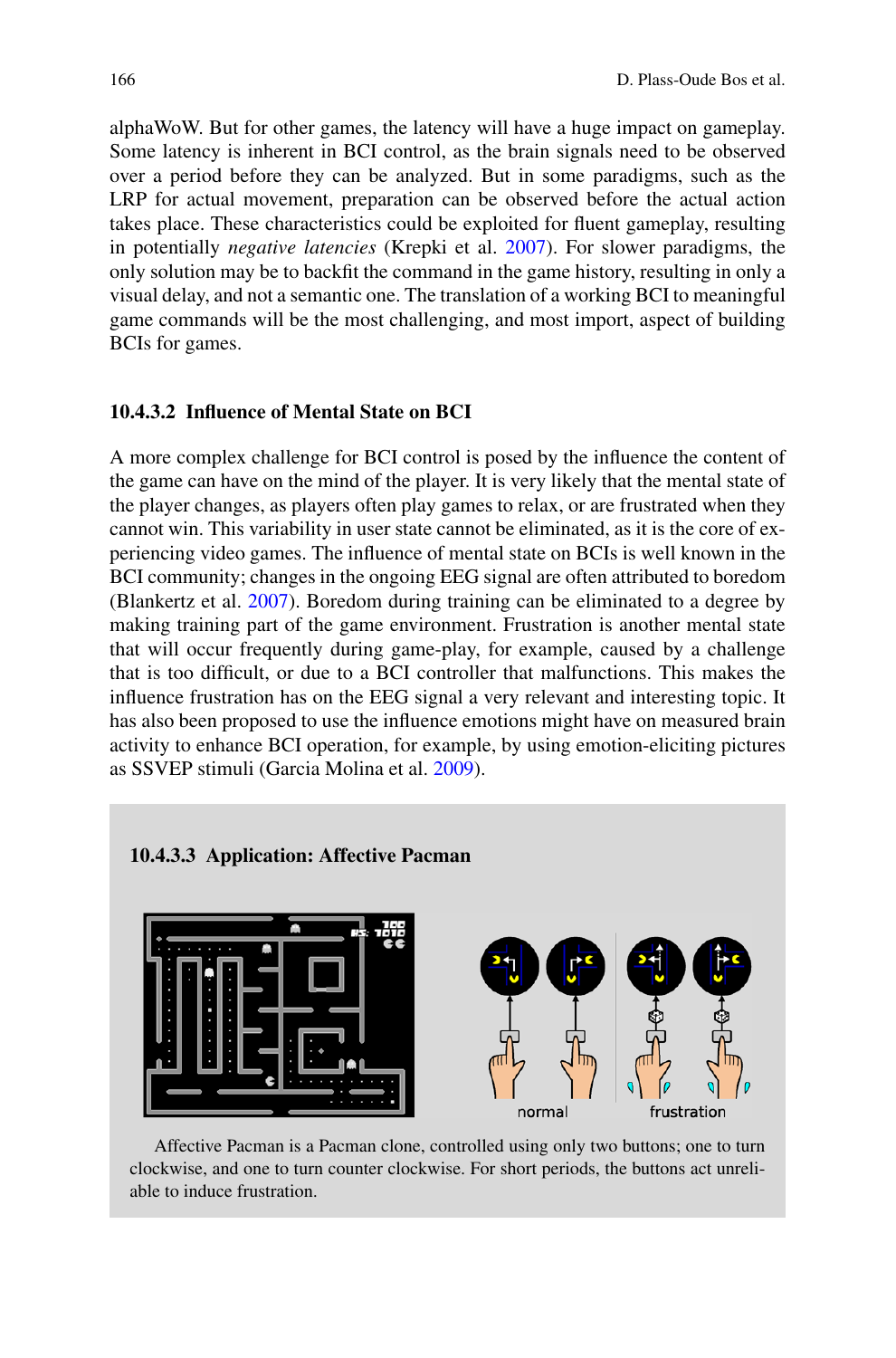alphaWoW. But for other games, the latency will have a huge impact on gameplay. Some latency is inherent in BCI control, as the brain signals need to be observed over a period before they can be analyzed. But in some paradigms, such as the LRP for actual movement, preparation can be observed before the actual action takes place. These characteristics could be exploited for fluent gameplay, resulting in potentially *negative latencies* (Krepki et al. 2007). For slower paradigms, the only solution may be to backfit the command in the game history, resulting in only a visual delay, and not a semantic one. The translation of a working BCI to meaningful game commands will be the most challenging, and most import, aspect of building BCIs for games.

#### 10.4.3.2 Influence of Mental State on BCI

A more complex challenge for BCI control is posed by the influence the content of the game can have on the mind of the player. It is very likely that the mental state of the player changes, as players often play games to relax, or are frustrated when they cannot win. This variability in user state cannot be eliminated, as it is the core of experiencing video games. The influence of mental state on BCIs is well known in the BCI community; changes in the ongoing EEG signal are often attributed to boredom (Blankertz et al. 2007). Boredom during training can be eliminated to a degree by making training part of the game environment. Frustration is another mental state that will occur frequently during game-play, for example, caused by a challenge that is too difficult, or due to a BCI controller that malfunctions. This makes the influence frustration has on the EEG signal a very relevant and interesting topic. It has also been proposed to use the influence emotions might have on measured brain activity to enhance BCI operation, for example, by using emotion-eliciting pictures as SSVEP stimuli (Garcia Molina et al. 2009).

#### 10.4.3.3 Application: Affective Pacman

Affective Pacman is a Pacman clone, controlled using only two buttons; one to turn clockwise, and one to turn counter clockwise. For short periods, the buttons act unreliable to induce frustration.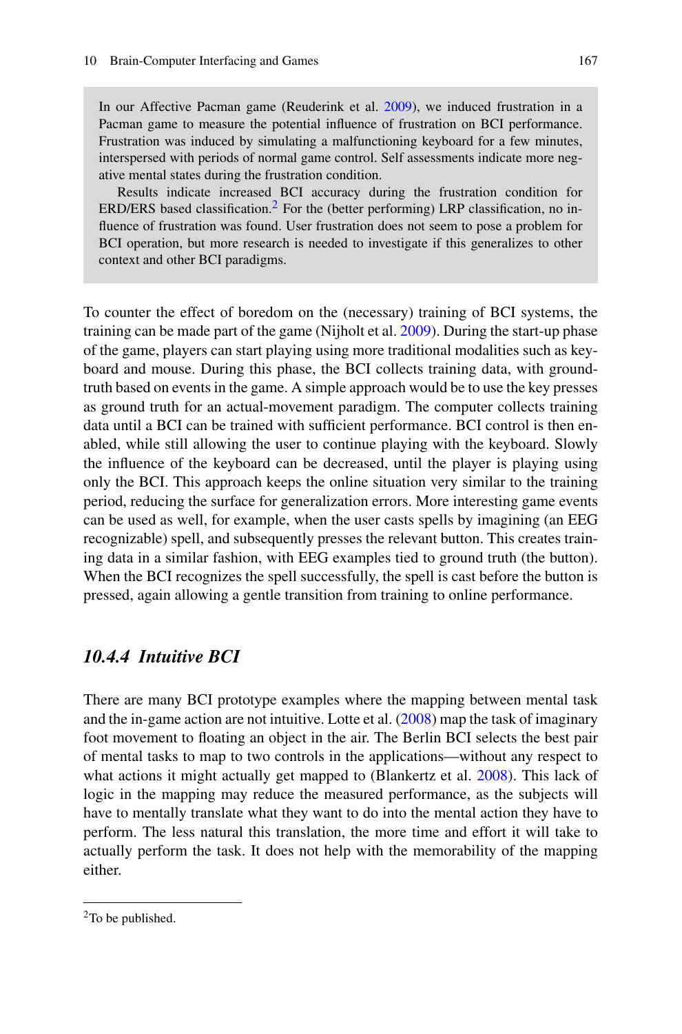In our Affective Pacman game (Reuderink et al. 2009), we induced frustration in a Pacman game to measure the potential influence of frustration on BCI performance. Frustration was induced by simulating a malfunctioning keyboard for a few minutes, interspersed with periods of normal game control. Self assessments indicate more negative mental states during the frustration condition.

Results indicate increased BCI accuracy during the frustration condition for ERD/ERS based classification.[2] For the (better performing) LRP classification, no influence of frustration was found. User frustration does not seem to pose a problem for BCI operation, but more research is needed to investigate if this generalizes to other context and other BCI paradigms.

To counter the effect of boredom on the (necessary) training of BCI systems, the training can be made part of the game (Nijholt et al. 2009). During the start-up phase of the game, players can start playing using more traditional modalities such as keyboard and mouse. During this phase, the BCI collects training data, with ground-truth based on events in the game. A simple approach would be to use the key presses as ground truth for an actual-movement paradigm. The computer collects training data until a BCI can be trained with sufficient performance. BCI control is then enabled, while still allowing the user to continue playing with the keyboard. Slowly the influence of the keyboard can be decreased, until the player is playing using only the BCI. This approach keeps the online situation very similar to the training period, reducing the surface for generalization errors. More interesting game events can be used as well, for example, when the user casts spells by imagining (an EEG recognizable) spell, and subsequently presses the relevant button. This creates training data in a similar fashion, with EEG examples tied to ground truth (the button). When the BCI recognizes the spell successfully, the spell is cast before the button is pressed, again allowing a gentle transition from training to online performance.

### *10.4.4 Intuitive BCI*

There are many BCI prototype examples where the mapping between mental task and the in-game action are not intuitive. Lotte et al. (2008) map the task of imaginary foot movement to floating an object in the air. The Berlin BCI selects the best pair of mental tasks to map to two controls in the applications—without any respect to what actions it might actually get mapped to (Blankertz et al. 2008). This lack of logic in the mapping may reduce the measured performance, as the subjects will have to mentally translate what they want to do into the mental action they have to perform. The less natural this translation, the more time and effort it will take to actually perform the task. It does not help with the memorability of the mapping either.

[2] To be published.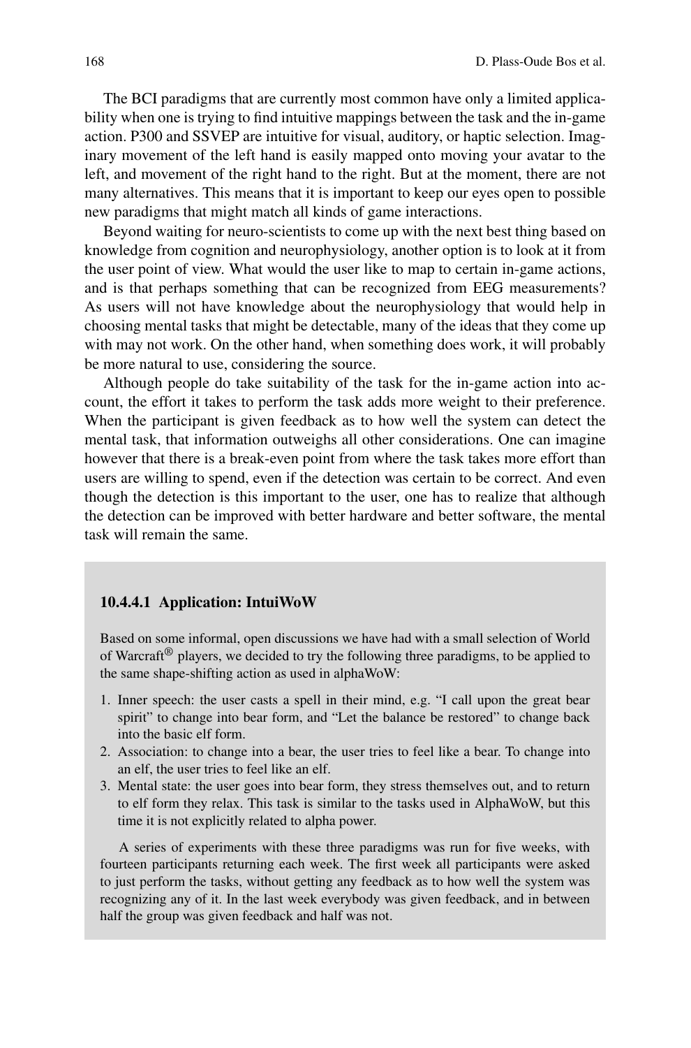The BCI paradigms that are currently most common have only a limited applicability when one is trying to find intuitive mappings between the task and the in-game action. P300 and SSVEP are intuitive for visual, auditory, or haptic selection. Imaginary movement of the left hand is easily mapped onto moving your avatar to the left, and movement of the right hand to the right. But at the moment, there are not many alternatives. This means that it is important to keep our eyes open to possible new paradigms that might match all kinds of game interactions.

Beyond waiting for neuro-scientists to come up with the next best thing based on knowledge from cognition and neurophysiology, another option is to look at it from the user point of view. What would the user like to map to certain in-game actions, and is that perhaps something that can be recognized from EEG measurements? As users will not have knowledge about the neurophysiology that would help in choosing mental tasks that might be detectable, many of the ideas that they come up with may not work. On the other hand, when something does work, it will probably be more natural to use, considering the source.

Although people do take suitability of the task for the in-game action into account, the effort it takes to perform the task adds more weight to their preference. When the participant is given feedback as to how well the system can detect the mental task, that information outweighs all other considerations. One can imagine however that there is a break-even point from where the task takes more effort than users are willing to spend, even if the detection was certain to be correct. And even though the detection is this important to the user, one has to realize that although the detection can be improved with better hardware and better software, the mental task will remain the same.

#### 10.4.4.1 Application: IntuiWoW

Based on some informal, open discussions we have had with a small selection of World of Warcraft® players, we decided to try the following three paradigms, to be applied to the same shape-shifting action as used in alphaWoW:

1. Inner speech: the user casts a spell in their mind, e.g. "I call upon the great bear spirit" to change into bear form, and "Let the balance be restored" to change back into the basic elf form.
2. Association: to change into a bear, the user tries to feel like a bear. To change into an elf, the user tries to feel like an elf.
3. Mental state: the user goes into bear form, they stress themselves out, and to return to elf form they relax. This task is similar to the tasks used in AlphaWoW, but this time it is not explicitly related to alpha power.

A series of experiments with these three paradigms was run for five weeks, with fourteen participants returning each week. The first week all participants were asked to just perform the tasks, without getting any feedback as to how well the system was recognizing any of it. In the last week everybody was given feedback, and in between half the group was given feedback and half was not.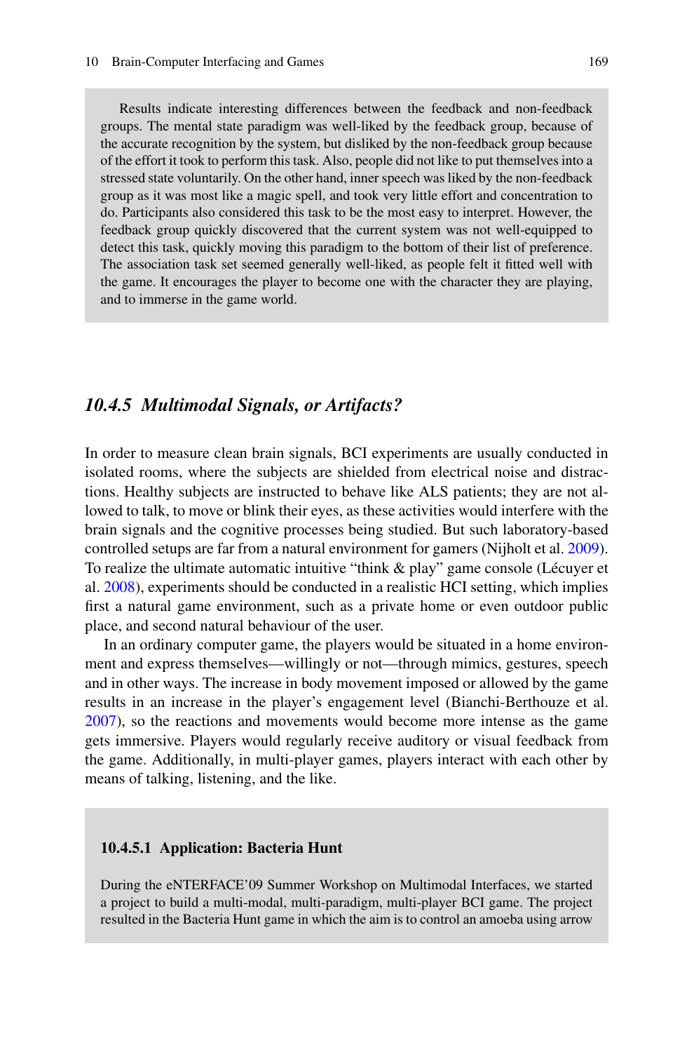Results indicate interesting differences between the feedback and non-feedback groups. The mental state paradigm was well-liked by the feedback group, because of the accurate recognition by the system, but disliked by the non-feedback group because of the effort it took to perform this task. Also, people did not like to put themselves into a stressed state voluntarily. On the other hand, inner speech was liked by the non-feedback group as it was most like a magic spell, and took very little effort and concentration to do. Participants also considered this task to be the most easy to interpret. However, the feedback group quickly discovered that the current system was not well-equipped to detect this task, quickly moving this paradigm to the bottom of their list of preference. The association task set seemed generally well-liked, as people felt it fitted well with the game. It encourages the player to become one with the character they are playing, and to immerse in the game world.

### *10.4.5 Multimodal Signals, or Artifacts?*

In order to measure clean brain signals, BCI experiments are usually conducted in isolated rooms, where the subjects are shielded from electrical noise and distractions. Healthy subjects are instructed to behave like ALS patients; they are not allowed to talk, to move or blink their eyes, as these activities would interfere with the brain signals and the cognitive processes being studied. But such laboratory-based controlled setups are far from a natural environment for gamers (Nijholt et al. 2009). To realize the ultimate automatic intuitive "think & play" game console (Lécuyer et al. 2008), experiments should be conducted in a realistic HCI setting, which implies first a natural game environment, such as a private home or even outdoor public place, and second natural behaviour of the user.

In an ordinary computer game, the players would be situated in a home environment and express themselves—willingly or not—through mimics, gestures, speech and in other ways. The increase in body movement imposed or allowed by the game results in an increase in the player's engagement level (Bianchi-Berthouze et al. 2007), so the reactions and movements would become more intense as the game gets immersive. Players would regularly receive auditory or visual feedback from the game. Additionally, in multi-player games, players interact with each other by means of talking, listening, and the like.

#### 10.4.5.1 Application: Bacteria Hunt

During the eNTERFACE'09 Summer Workshop on Multimodal Interfaces, we started a project to build a multi-modal, multi-paradigm, multi-player BCI game. The project resulted in the Bacteria Hunt game in which the aim is to control an amoeba using arrow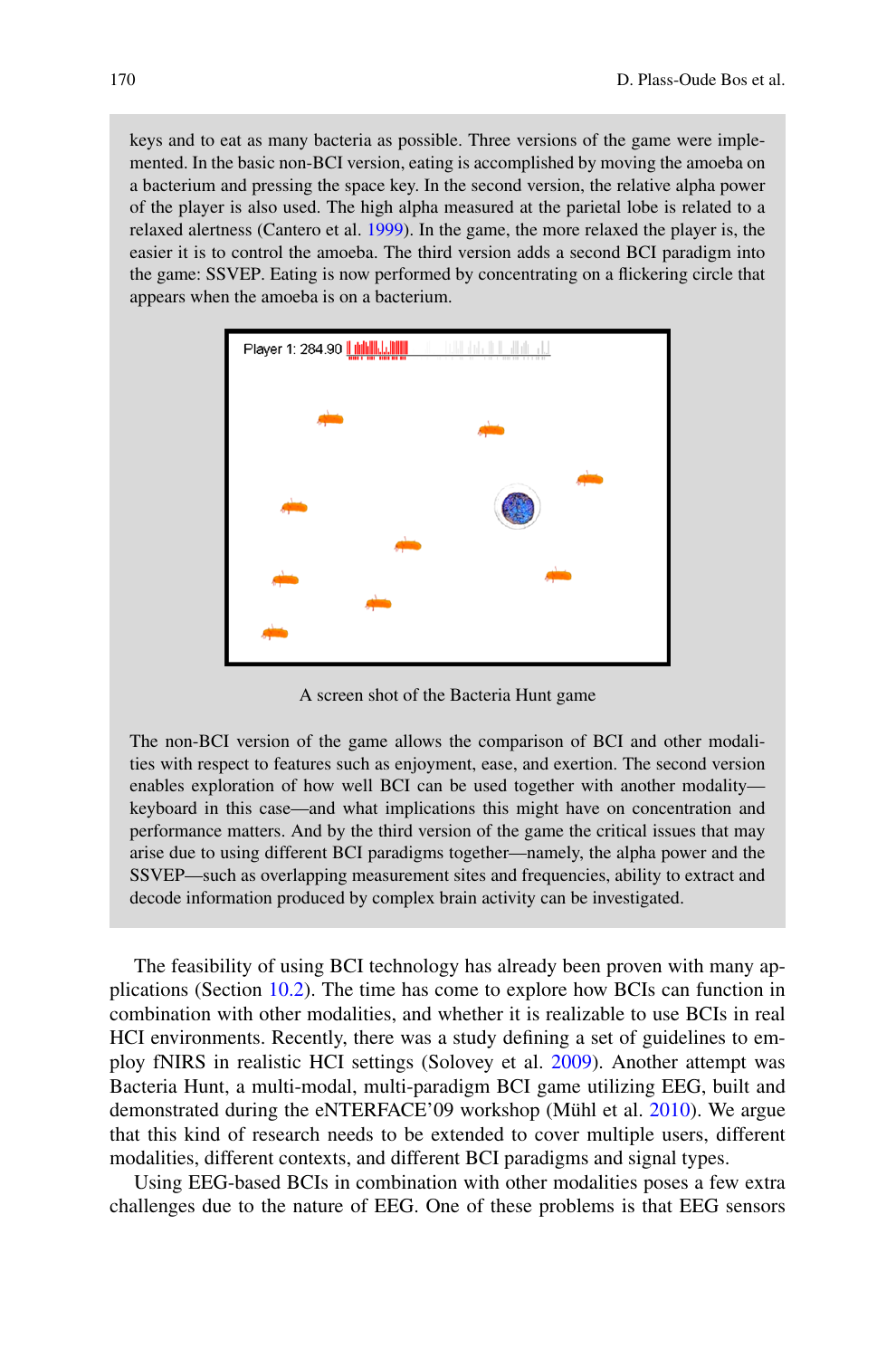keys and to eat as many bacteria as possible. Three versions of the game were implemented. In the basic non-BCI version, eating is accomplished by moving the amoeba on a bacterium and pressing the space key. In the second version, the relative alpha power of the player is also used. The high alpha measured at the parietal lobe is related to a relaxed alertness (Cantero et al. 1999). In the game, the more relaxed the player is, the easier it is to control the amoeba. The third version adds a second BCI paradigm into the game: SSVEP. Eating is now performed by concentrating on a flickering circle that appears when the amoeba is on a bacterium.

A screen shot of the Bacteria Hunt game

The non-BCI version of the game allows the comparison of BCI and other modalities with respect to features such as enjoyment, ease, and exertion. The second version enables exploration of how well BCI can be used together with another modality—keyboard in this case—and what implications this might have on concentration and performance matters. And by the third version of the game the critical issues that may arise due to using different BCI paradigms together—namely, the alpha power and the SSVEP—such as overlapping measurement sites and frequencies, ability to extract and decode information produced by complex brain activity can be investigated.

The feasibility of using BCI technology has already been proven with many applications (Section 10.2). The time has come to explore how BCIs can function in combination with other modalities, and whether it is realizable to use BCIs in real HCI environments. Recently, there was a study defining a set of guidelines to employ fNIRS in realistic HCI settings (Solovey et al. 2009). Another attempt was Bacteria Hunt, a multi-modal, multi-paradigm BCI game utilizing EEG, built and demonstrated during the eNTERFACE'09 workshop (Mühl et al. 2010). We argue that this kind of research needs to be extended to cover multiple users, different modalities, different contexts, and different BCI paradigms and signal types.

Using EEG-based BCIs in combination with other modalities poses a few extra challenges due to the nature of EEG. One of these problems is that EEG sensors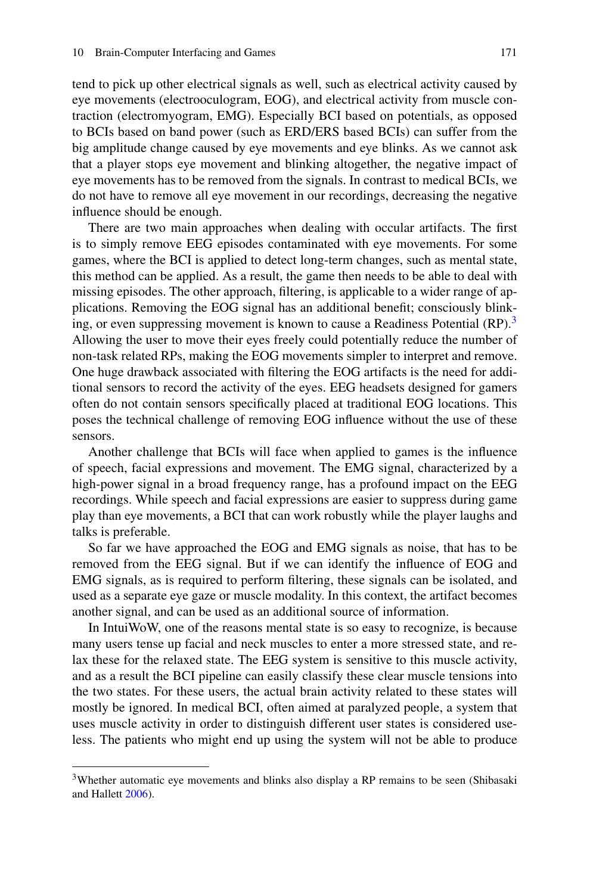tend to pick up other electrical signals as well, such as electrical activity caused by eye movements (electrooculogram, EOG), and electrical activity from muscle contraction (electromyogram, EMG). Especially BCI based on potentials, as opposed to BCIs based on band power (such as ERD/ERS based BCIs) can suffer from the big amplitude change caused by eye movements and eye blinks. As we cannot ask that a player stops eye movement and blinking altogether, the negative impact of eye movements has to be removed from the signals. In contrast to medical BCIs, we do not have to remove all eye movement in our recordings, decreasing the negative influence should be enough.

There are two main approaches when dealing with occular artifacts. The first is to simply remove EEG episodes contaminated with eye movements. For some games, where the BCI is applied to detect long-term changes, such as mental state, this method can be applied. As a result, the game then needs to be able to deal with missing episodes. The other approach, filtering, is applicable to a wider range of applications. Removing the EOG signal has an additional benefit; consciously blinking, or even suppressing movement is known to cause a Readiness Potential (RP).[3] Allowing the user to move their eyes freely could potentially reduce the number of non-task related RPs, making the EOG movements simpler to interpret and remove. One huge drawback associated with filtering the EOG artifacts is the need for additional sensors to record the activity of the eyes. EEG headsets designed for gamers often do not contain sensors specifically placed at traditional EOG locations. This poses the technical challenge of removing EOG influence without the use of these sensors.

Another challenge that BCIs will face when applied to games is the influence of speech, facial expressions and movement. The EMG signal, characterized by a high-power signal in a broad frequency range, has a profound impact on the EEG recordings. While speech and facial expressions are easier to suppress during game play than eye movements, a BCI that can work robustly while the player laughs and talks is preferable.

So far we have approached the EOG and EMG signals as noise, that has to be removed from the EEG signal. But if we can identify the influence of EOG and EMG signals, as is required to perform filtering, these signals can be isolated, and used as a separate eye gaze or muscle modality. In this context, the artifact becomes another signal, and can be used as an additional source of information.

In IntuiWoW, one of the reasons mental state is so easy to recognize, is because many users tense up facial and neck muscles to enter a more stressed state, and relax these for the relaxed state. The EEG system is sensitive to this muscle activity, and as a result the BCI pipeline can easily classify these clear muscle tensions into the two states. For these users, the actual brain activity related to these states will mostly be ignored. In medical BCI, often aimed at paralyzed people, a system that uses muscle activity in order to distinguish different user states is considered useless. The patients who might end up using the system will not be able to produce

[3] Whether automatic eye movements and blinks also display a RP remains to be seen (Shibasaki and Hallett 2006).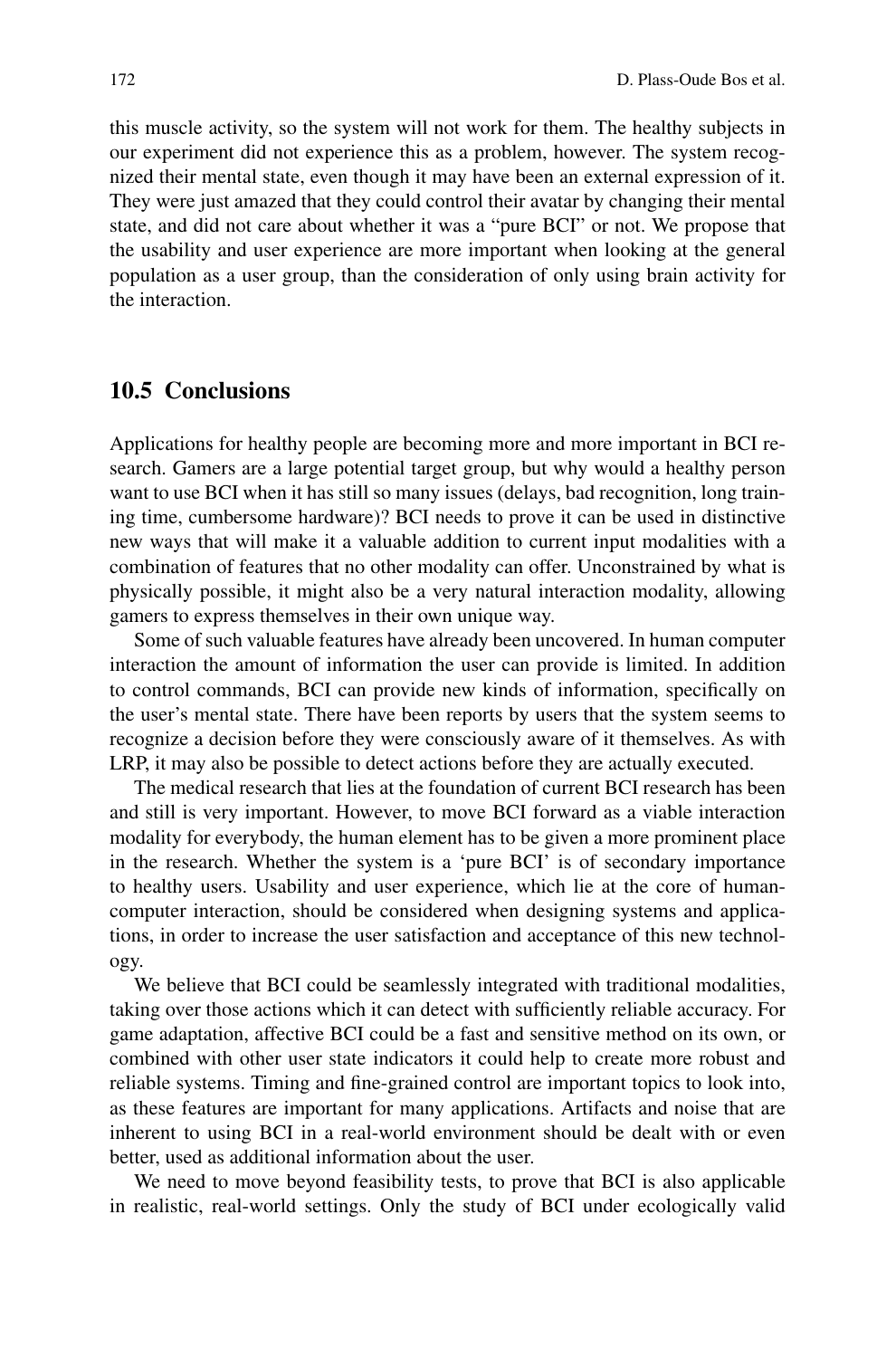this muscle activity, so the system will not work for them. The healthy subjects in our experiment did not experience this as a problem, however. The system recognized their mental state, even though it may have been an external expression of it. They were just amazed that they could control their avatar by changing their mental state, and did not care about whether it was a "pure BCI" or not. We propose that the usability and user experience are more important when looking at the general population as a user group, than the consideration of only using brain activity for the interaction.

## 10.5 Conclusions

Applications for healthy people are becoming more and more important in BCI research. Gamers are a large potential target group, but why would a healthy person want to use BCI when it has still so many issues (delays, bad recognition, long training time, cumbersome hardware)? BCI needs to prove it can be used in distinctive new ways that will make it a valuable addition to current input modalities with a combination of features that no other modality can offer. Unconstrained by what is physically possible, it might also be a very natural interaction modality, allowing gamers to express themselves in their own unique way.

Some of such valuable features have already been uncovered. In human computer interaction the amount of information the user can provide is limited. In addition to control commands, BCI can provide new kinds of information, specifically on the user's mental state. There have been reports by users that the system seems to recognize a decision before they were consciously aware of it themselves. As with LRP, it may also be possible to detect actions before they are actually executed.

The medical research that lies at the foundation of current BCI research has been and still is very important. However, to move BCI forward as a viable interaction modality for everybody, the human element has to be given a more prominent place in the research. Whether the system is a 'pure BCI' is of secondary importance to healthy users. Usability and user experience, which lie at the core of human-computer interaction, should be considered when designing systems and applications, in order to increase the user satisfaction and acceptance of this new technology.

We believe that BCI could be seamlessly integrated with traditional modalities, taking over those actions which it can detect with sufficiently reliable accuracy. For game adaptation, affective BCI could be a fast and sensitive method on its own, or combined with other user state indicators it could help to create more robust and reliable systems. Timing and fine-grained control are important topics to look into, as these features are important for many applications. Artifacts and noise that are inherent to using BCI in a real-world environment should be dealt with or even better, used as additional information about the user.

We need to move beyond feasibility tests, to prove that BCI is also applicable in realistic, real-world settings. Only the study of BCI under ecologically valid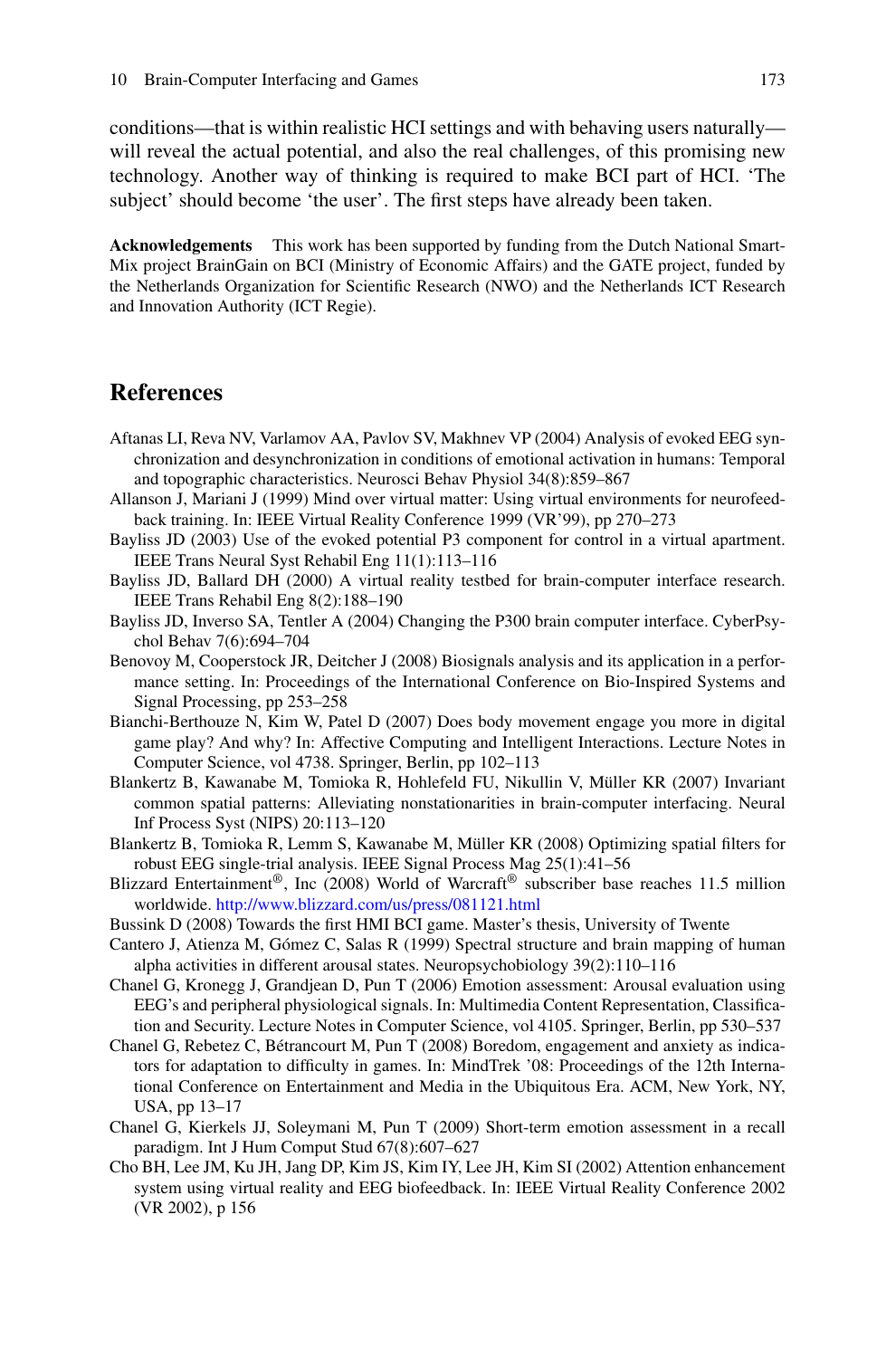conditions—that is within realistic HCI settings and with behaving users naturally—will reveal the actual potential, and also the real challenges, of this promising new technology. Another way of thinking is required to make BCI part of HCI. 'The subject' should become 'the user'. The first steps have already been taken.

**Acknowledgements** This work has been supported by funding from the Dutch National SmartMix project BrainGain on BCI (Ministry of Economic Affairs) and the GATE project, funded by the Netherlands Organization for Scientific Research (NWO) and the Netherlands ICT Research and Innovation Authority (ICT Regie).

## References

Aftanas LI, Reva NV, Varlamov AA, Pavlov SV, Makhnev VP (2004) Analysis of evoked EEG synchronization and desynchronization in conditions of emotional activation in humans: Temporal and topographic characteristics. Neurosci Behav Physiol 34(8):859–867

Allanson J, Mariani J (1999) Mind over virtual matter: Using virtual environments for neurofeedback training. In: IEEE Virtual Reality Conference 1999 (VR'99), pp 270–273

Bayliss JD (2003) Use of the evoked potential P3 component for control in a virtual apartment. IEEE Trans Neural Syst Rehabil Eng 11(1):113–116

Bayliss JD, Ballard DH (2000) A virtual reality testbed for brain-computer interface research. IEEE Trans Rehabil Eng 8(2):188–190

Bayliss JD, Inverso SA, Tentler A (2004) Changing the P300 brain computer interface. CyberPsychol Behav 7(6):694–704

Benovoy M, Cooperstock JR, Deitcher J (2008) Biosignals analysis and its application in a performance setting. In: Proceedings of the International Conference on Bio-Inspired Systems and Signal Processing, pp 253–258

Bianchi-Berthouze N, Kim W, Patel D (2007) Does body movement engage you more in digital game play? And why? In: Affective Computing and Intelligent Interactions. Lecture Notes in Computer Science, vol 4738. Springer, Berlin, pp 102–113

Blankertz B, Kawanabe M, Tomioka R, Hohlefeld FU, Nikullin V, Müller KR (2007) Invariant common spatial patterns: Alleviating nonstationarities in brain-computer interfacing. Neural Inf Process Syst (NIPS) 20:113–120

Blankertz B, Tomioka R, Lemm S, Kawanabe M, Müller KR (2008) Optimizing spatial filters for robust EEG single-trial analysis. IEEE Signal Process Mag 25(1):41–56

Blizzard Entertainment®, Inc (2008) World of Warcraft® subscriber base reaches 11.5 million worldwide. http://www.blizzard.com/us/press/081121.html

Bussink D (2008) Towards the first HMI BCI game. Master's thesis, University of Twente

Cantero J, Atienza M, Gómez C, Salas R (1999) Spectral structure and brain mapping of human alpha activities in different arousal states. Neuropsychobiology 39(2):110–116

Chanel G, Kronegg J, Grandjean D, Pun T (2006) Emotion assessment: Arousal evaluation using EEG's and peripheral physiological signals. In: Multimedia Content Representation, Classification and Security. Lecture Notes in Computer Science, vol 4105. Springer, Berlin, pp 530–537

Chanel G, Rebetez C, Bétrancourt M, Pun T (2008) Boredom, engagement and anxiety as indicators for adaptation to difficulty in games. In: MindTrek '08: Proceedings of the 12th International Conference on Entertainment and Media in the Ubiquitous Era. ACM, New York, NY, USA, pp 13–17

Chanel G, Kierkels JJ, Soleymani M, Pun T (2009) Short-term emotion assessment in a recall paradigm. Int J Hum Comput Stud 67(8):607–627

Cho BH, Lee JM, Ku JH, Jang DP, Kim JS, Kim IY, Lee JH, Kim SI (2002) Attention enhancement system using virtual reality and EEG biofeedback. In: IEEE Virtual Reality Conference 2002 (VR 2002), p 156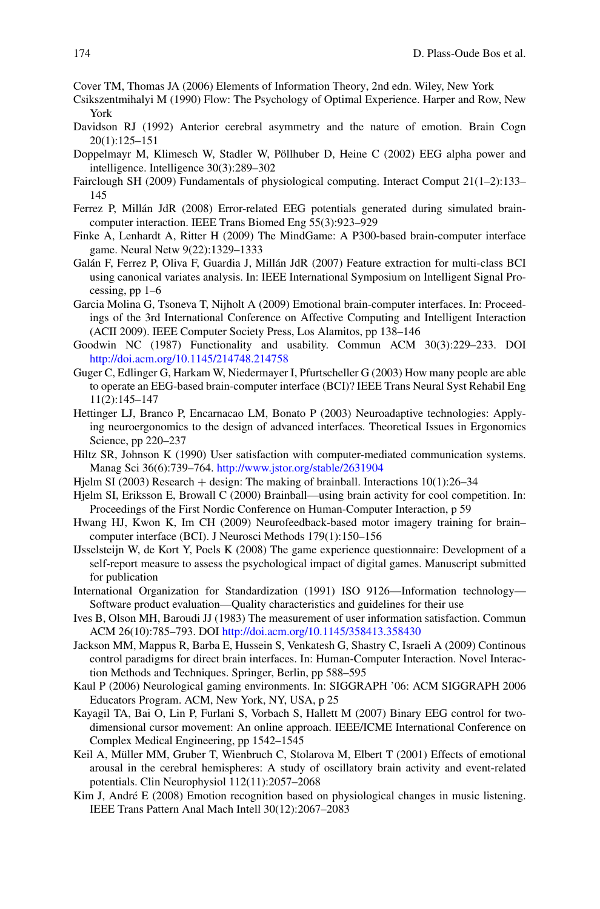Cover TM, Thomas JA (2006) Elements of Information Theory, 2nd edn. Wiley, New York

Csikszentmihalyi M (1990) Flow: The Psychology of Optimal Experience. Harper and Row, New York

Davidson RJ (1992) Anterior cerebral asymmetry and the nature of emotion. Brain Cogn 20(1):125–151

Doppelmayr M, Klimesch W, Stadler W, Pöllhuber D, Heine C (2002) EEG alpha power and intelligence. Intelligence 30(3):289–302

Fairclough SH (2009) Fundamentals of physiological computing. Interact Comput 21(1–2):133–145

Ferrez P, Millán JdR (2008) Error-related EEG potentials generated during simulated brain-computer interaction. IEEE Trans Biomed Eng 55(3):923–929

Finke A, Lenhardt A, Ritter H (2009) The MindGame: A P300-based brain-computer interface game. Neural Netw 9(22):1329–1333

Galán F, Ferrez P, Oliva F, Guardia J, Millán JdR (2007) Feature extraction for multi-class BCI using canonical variates analysis. In: IEEE International Symposium on Intelligent Signal Processing, pp 1–6

Garcia Molina G, Tsoneva T, Nijholt A (2009) Emotional brain-computer interfaces. In: Proceedings of the 3rd International Conference on Affective Computing and Intelligent Interaction (ACII 2009). IEEE Computer Society Press, Los Alamitos, pp 138–146

Goodwin NC (1987) Functionality and usability. Commun ACM 30(3):229–233. DOI http://doi.acm.org/10.1145/214748.214758

Guger C, Edlinger G, Harkam W, Niedermayer I, Pfurtscheller G (2003) How many people are able to operate an EEG-based brain-computer interface (BCI)? IEEE Trans Neural Syst Rehabil Eng 11(2):145–147

Hettinger LJ, Branco P, Encarnacao LM, Bonato P (2003) Neuroadaptive technologies: Applying neuroergonomics to the design of advanced interfaces. Theoretical Issues in Ergonomics Science, pp 220–237

Hiltz SR, Johnson K (1990) User satisfaction with computer-mediated communication systems. Manag Sci 36(6):739–764. http://www.jstor.org/stable/2631904

Hjelm SI (2003) Research + design: The making of brainball. Interactions 10(1):26–34

Hjelm SI, Eriksson E, Browall C (2000) Brainball—using brain activity for cool competition. In: Proceedings of the First Nordic Conference on Human-Computer Interaction, p 59

Hwang HJ, Kwon K, Im CH (2009) Neurofeedback-based motor imagery training for brain–computer interface (BCI). J Neurosci Methods 179(1):150–156

IJsselsteijn W, de Kort Y, Poels K (2008) The game experience questionnaire: Development of a self-report measure to assess the psychological impact of digital games. Manuscript submitted for publication

International Organization for Standardization (1991) ISO 9126—Information technology—Software product evaluation—Quality characteristics and guidelines for their use

Ives B, Olson MH, Baroudi JJ (1983) The measurement of user information satisfaction. Commun ACM 26(10):785–793. DOI http://doi.acm.org/10.1145/358413.358430

Jackson MM, Mappus R, Barba E, Hussein S, Venkatesh G, Shastry C, Israeli A (2009) Continous control paradigms for direct brain interfaces. In: Human-Computer Interaction. Novel Interaction Methods and Techniques. Springer, Berlin, pp 588–595

Kaul P (2006) Neurological gaming environments. In: SIGGRAPH '06: ACM SIGGRAPH 2006 Educators Program. ACM, New York, NY, USA, p 25

Kayagil TA, Bai O, Lin P, Furlani S, Vorbach S, Hallett M (2007) Binary EEG control for two-dimensional cursor movement: An online approach. IEEE/ICME International Conference on Complex Medical Engineering, pp 1542–1545

Keil A, Müller MM, Gruber T, Wienbruch C, Stolarova M, Elbert T (2001) Effects of emotional arousal in the cerebral hemispheres: A study of oscillatory brain activity and event-related potentials. Clin Neurophysiol 112(11):2057–2068

Kim J, André E (2008) Emotion recognition based on physiological changes in music listening. IEEE Trans Pattern Anal Mach Intell 30(12):2067–2083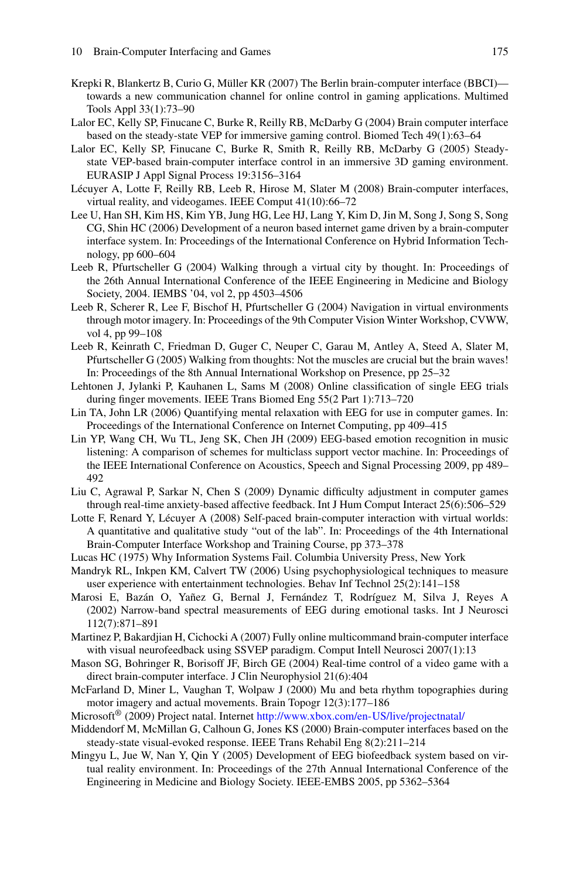Krepki R, Blankertz B, Curio G, Müller KR (2007) The Berlin brain-computer interface (BBCI)—towards a new communication channel for online control in gaming applications. Multimed Tools Appl 33(1):73–90

Lalor EC, Kelly SP, Finucane C, Burke R, Reilly RB, McDarby G (2004) Brain computer interface based on the steady-state VEP for immersive gaming control. Biomed Tech 49(1):63–64

Lalor EC, Kelly SP, Finucane C, Burke R, Smith R, Reilly RB, McDarby G (2005) Steady-state VEP-based brain-computer interface control in an immersive 3D gaming environment. EURASIP J Appl Signal Process 19:3156–3164

Lécuyer A, Lotte F, Reilly RB, Leeb R, Hirose M, Slater M (2008) Brain-computer interfaces, virtual reality, and videogames. IEEE Comput 41(10):66–72

Lee U, Han SH, Kim HS, Kim YB, Jung HG, Lee HJ, Lang Y, Kim D, Jin M, Song J, Song S, Song CG, Shin HC (2006) Development of a neuron based internet game driven by a brain-computer interface system. In: Proceedings of the International Conference on Hybrid Information Technology, pp 600–604

Leeb R, Pfurtscheller G (2004) Walking through a virtual city by thought. In: Proceedings of the 26th Annual International Conference of the IEEE Engineering in Medicine and Biology Society, 2004. IEMBS '04, vol 2, pp 4503–4506

Leeb R, Scherer R, Lee F, Bischof H, Pfurtscheller G (2004) Navigation in virtual environments through motor imagery. In: Proceedings of the 9th Computer Vision Winter Workshop, CVWW, vol 4, pp 99–108

Leeb R, Keinrath C, Friedman D, Guger C, Neuper C, Garau M, Antley A, Steed A, Slater M, Pfurtscheller G (2005) Walking from thoughts: Not the muscles are crucial but the brain waves! In: Proceedings of the 8th Annual International Workshop on Presence, pp 25–32

Lehtonen J, Jylanki P, Kauhanen L, Sams M (2008) Online classification of single EEG trials during finger movements. IEEE Trans Biomed Eng 55(2 Part 1):713–720

Lin TA, John LR (2006) Quantifying mental relaxation with EEG for use in computer games. In: Proceedings of the International Conference on Internet Computing, pp 409–415

Lin YP, Wang CH, Wu TL, Jeng SK, Chen JH (2009) EEG-based emotion recognition in music listening: A comparison of schemes for multiclass support vector machine. In: Proceedings of the IEEE International Conference on Acoustics, Speech and Signal Processing 2009, pp 489–492

Liu C, Agrawal P, Sarkar N, Chen S (2009) Dynamic difficulty adjustment in computer games through real-time anxiety-based affective feedback. Int J Hum Comput Interact 25(6):506–529

Lotte F, Renard Y, Lécuyer A (2008) Self-paced brain-computer interaction with virtual worlds: A quantitative and qualitative study "out of the lab". In: Proceedings of the 4th International Brain-Computer Interface Workshop and Training Course, pp 373–378

Lucas HC (1975) Why Information Systems Fail. Columbia University Press, New York

Mandryk RL, Inkpen KM, Calvert TW (2006) Using psychophysiological techniques to measure user experience with entertainment technologies. Behav Inf Technol 25(2):141–158

Marosi E, Bazán O, Yañez G, Bernal J, Fernández T, Rodríguez M, Silva J, Reyes A (2002) Narrow-band spectral measurements of EEG during emotional tasks. Int J Neurosci 112(7):871–891

Martinez P, Bakardjian H, Cichocki A (2007) Fully online multicommand brain-computer interface with visual neurofeedback using SSVEP paradigm. Comput Intell Neurosci 2007(1):13

Mason SG, Bohringer R, Borisoff JF, Birch GE (2004) Real-time control of a video game with a direct brain-computer interface. J Clin Neurophysiol 21(6):404

McFarland D, Miner L, Vaughan T, Wolpaw J (2000) Mu and beta rhythm topographies during motor imagery and actual movements. Brain Topogr 12(3):177–186

Microsoft® (2009) Project natal. Internet http://www.xbox.com/en-US/live/projectnatal/

Middendorf M, McMillan G, Calhoun G, Jones KS (2000) Brain-computer interfaces based on the steady-state visual-evoked response. IEEE Trans Rehabil Eng 8(2):211–214

Mingyu L, Jue W, Nan Y, Qin Y (2005) Development of EEG biofeedback system based on virtual reality environment. In: Proceedings of the 27th Annual International Conference of the Engineering in Medicine and Biology Society. IEEE-EMBS 2005, pp 5362–5364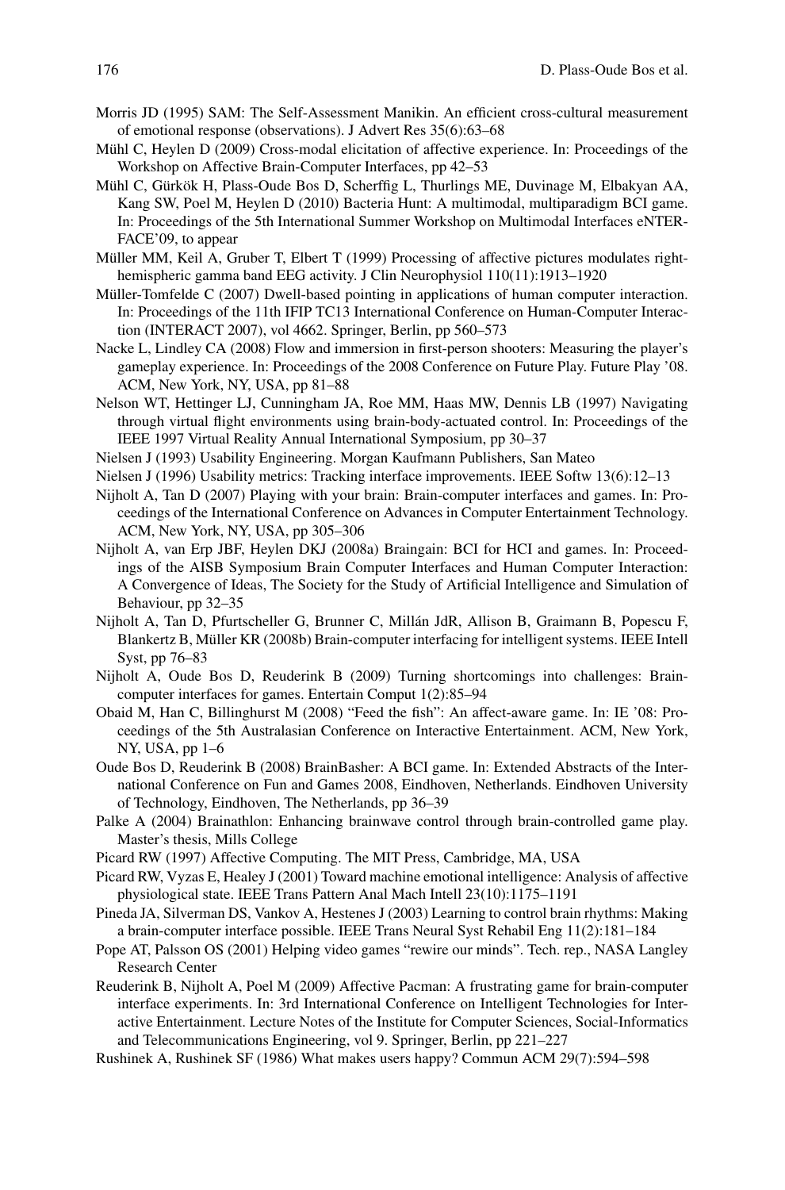Morris JD (1995) SAM: The Self-Assessment Manikin. An efficient cross-cultural measurement of emotional response (observations). J Advert Res 35(6):63–68

Mühl C, Heylen D (2009) Cross-modal elicitation of affective experience. In: Proceedings of the Workshop on Affective Brain-Computer Interfaces, pp 42–53

Mühl C, Gürkök H, Plass-Oude Bos D, Scherffig L, Thurlings ME, Duvinage M, Elbakyan AA, Kang SW, Poel M, Heylen D (2010) Bacteria Hunt: A multimodal, multiparadigm BCI game. In: Proceedings of the 5th International Summer Workshop on Multimodal Interfaces eNTERFACE'09, to appear

Müller MM, Keil A, Gruber T, Elbert T (1999) Processing of affective pictures modulates right-hemispheric gamma band EEG activity. J Clin Neurophysiol 110(11):1913–1920

Müller-Tomfelde C (2007) Dwell-based pointing in applications of human computer interaction. In: Proceedings of the 11th IFIP TC13 International Conference on Human-Computer Interaction (INTERACT 2007), vol 4662. Springer, Berlin, pp 560–573

Nacke L, Lindley CA (2008) Flow and immersion in first-person shooters: Measuring the player's gameplay experience. In: Proceedings of the 2008 Conference on Future Play. Future Play '08. ACM, New York, NY, USA, pp 81–88

Nelson WT, Hettinger LJ, Cunningham JA, Roe MM, Haas MW, Dennis LB (1997) Navigating through virtual flight environments using brain-body-actuated control. In: Proceedings of the IEEE 1997 Virtual Reality Annual International Symposium, pp 30–37

Nielsen J (1993) Usability Engineering. Morgan Kaufmann Publishers, San Mateo

Nielsen J (1996) Usability metrics: Tracking interface improvements. IEEE Softw 13(6):12–13

Nijholt A, Tan D (2007) Playing with your brain: Brain-computer interfaces and games. In: Proceedings of the International Conference on Advances in Computer Entertainment Technology. ACM, New York, NY, USA, pp 305–306

Nijholt A, van Erp JBF, Heylen DKJ (2008a) Braingain: BCI for HCI and games. In: Proceedings of the AISB Symposium Brain Computer Interfaces and Human Computer Interaction: A Convergence of Ideas, The Society for the Study of Artificial Intelligence and Simulation of Behaviour, pp 32–35

Nijholt A, Tan D, Pfurtscheller G, Brunner C, Millán JdR, Allison B, Graimann B, Popescu F, Blankertz B, Müller KR (2008b) Brain-computer interfacing for intelligent systems. IEEE Intell Syst, pp 76–83

Nijholt A, Oude Bos D, Reuderink B (2009) Turning shortcomings into challenges: Brain-computer interfaces for games. Entertain Comput 1(2):85–94

Obaid M, Han C, Billinghurst M (2008) "Feed the fish": An affect-aware game. In: IE '08: Proceedings of the 5th Australasian Conference on Interactive Entertainment. ACM, New York, NY, USA, pp 1–6

Oude Bos D, Reuderink B (2008) BrainBasher: A BCI game. In: Extended Abstracts of the International Conference on Fun and Games 2008, Eindhoven, Netherlands. Eindhoven University of Technology, Eindhoven, The Netherlands, pp 36–39

Palke A (2004) Brainathlon: Enhancing brainwave control through brain-controlled game play. Master's thesis, Mills College

Picard RW (1997) Affective Computing. The MIT Press, Cambridge, MA, USA

Picard RW, Vyzas E, Healey J (2001) Toward machine emotional intelligence: Analysis of affective physiological state. IEEE Trans Pattern Anal Mach Intell 23(10):1175–1191

Pineda JA, Silverman DS, Vankov A, Hestenes J (2003) Learning to control brain rhythms: Making a brain-computer interface possible. IEEE Trans Neural Syst Rehabil Eng 11(2):181–184

Pope AT, Palsson OS (2001) Helping video games "rewire our minds". Tech. rep., NASA Langley Research Center

Reuderink B, Nijholt A, Poel M (2009) Affective Pacman: A frustrating game for brain-computer interface experiments. In: 3rd International Conference on Intelligent Technologies for Interactive Entertainment. Lecture Notes of the Institute for Computer Sciences, Social-Informatics and Telecommunications Engineering, vol 9. Springer, Berlin, pp 221–227

Rushinek A, Rushinek SF (1986) What makes users happy? Commun ACM 29(7):594–598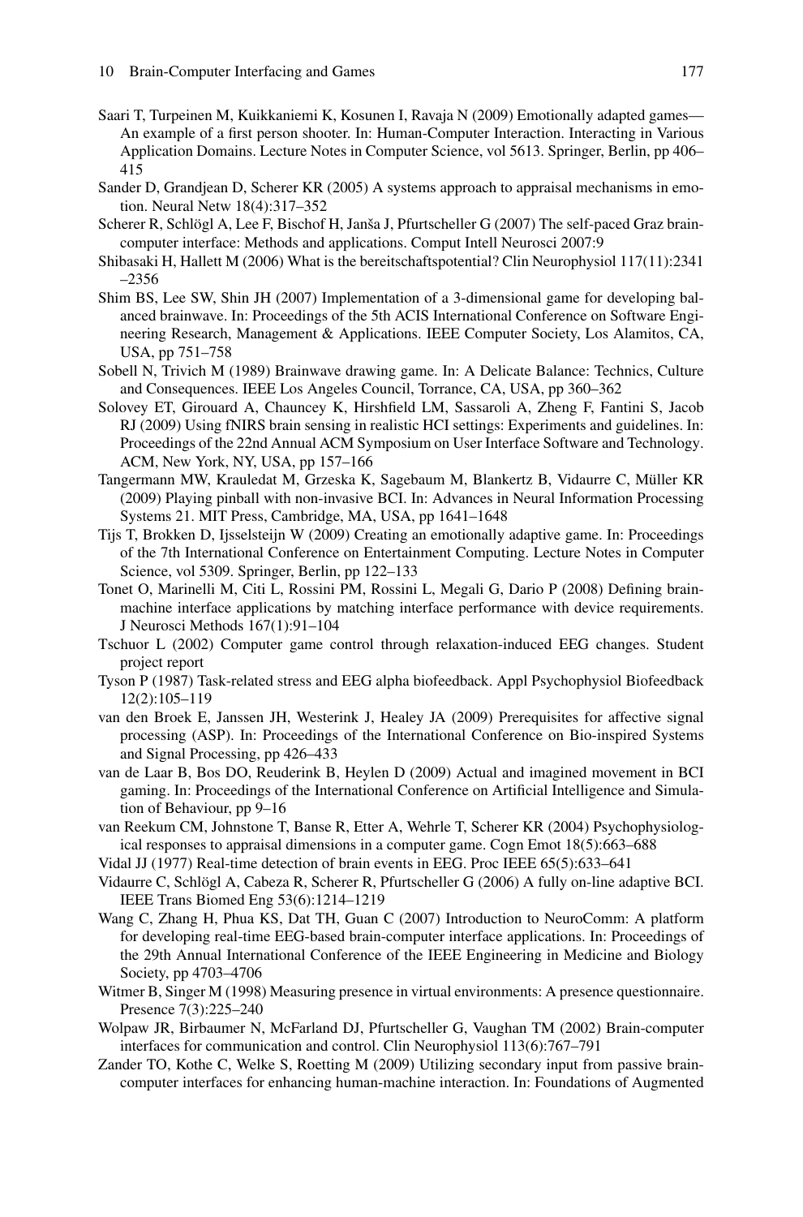Saari T, Turpeinen M, Kuikkaniemi K, Kosunen I, Ravaja N (2009) Emotionally adapted games—An example of a first person shooter. In: Human-Computer Interaction. Interacting in Various Application Domains. Lecture Notes in Computer Science, vol 5613. Springer, Berlin, pp 406–415

Sander D, Grandjean D, Scherer KR (2005) A systems approach to appraisal mechanisms in emotion. Neural Netw 18(4):317–352

Scherer R, Schlögl A, Lee F, Bischof H, Janša J, Pfurtscheller G (2007) The self-paced Graz brain-computer interface: Methods and applications. Comput Intell Neurosci 2007:9

Shibasaki H, Hallett M (2006) What is the bereitschaftspotential? Clin Neurophysiol 117(11):2341–2356

Shim BS, Lee SW, Shin JH (2007) Implementation of a 3-dimensional game for developing balanced brainwave. In: Proceedings of the 5th ACIS International Conference on Software Engineering Research, Management & Applications. IEEE Computer Society, Los Alamitos, CA, USA, pp 751–758

Sobell N, Trivich M (1989) Brainwave drawing game. In: A Delicate Balance: Technics, Culture and Consequences. IEEE Los Angeles Council, Torrance, CA, USA, pp 360–362

Solovey ET, Girouard A, Chauncey K, Hirshfield LM, Sassaroli A, Zheng F, Fantini S, Jacob RJ (2009) Using fNIRS brain sensing in realistic HCI settings: Experiments and guidelines. In: Proceedings of the 22nd Annual ACM Symposium on User Interface Software and Technology. ACM, New York, NY, USA, pp 157–166

Tangermann MW, Krauledat M, Grzeska K, Sagebaum M, Blankertz B, Vidaurre C, Müller KR (2009) Playing pinball with non-invasive BCI. In: Advances in Neural Information Processing Systems 21. MIT Press, Cambridge, MA, USA, pp 1641–1648

Tijs T, Brokken D, Ijsselsteijn W (2009) Creating an emotionally adaptive game. In: Proceedings of the 7th International Conference on Entertainment Computing. Lecture Notes in Computer Science, vol 5309. Springer, Berlin, pp 122–133

Tonet O, Marinelli M, Citi L, Rossini PM, Rossini L, Megali G, Dario P (2008) Defining brain-machine interface applications by matching interface performance with device requirements. J Neurosci Methods 167(1):91–104

Tschuor L (2002) Computer game control through relaxation-induced EEG changes. Student project report

Tyson P (1987) Task-related stress and EEG alpha biofeedback. Appl Psychophysiol Biofeedback 12(2):105–119

van den Broek E, Janssen JH, Westerink J, Healey JA (2009) Prerequisites for affective signal processing (ASP). In: Proceedings of the International Conference on Bio-inspired Systems and Signal Processing, pp 426–433

van de Laar B, Bos DO, Reuderink B, Heylen D (2009) Actual and imagined movement in BCI gaming. In: Proceedings of the International Conference on Artificial Intelligence and Simulation of Behaviour, pp 9–16

van Reekum CM, Johnstone T, Banse R, Etter A, Wehrle T, Scherer KR (2004) Psychophysiological responses to appraisal dimensions in a computer game. Cogn Emot 18(5):663–688

Vidal JJ (1977) Real-time detection of brain events in EEG. Proc IEEE 65(5):633–641

Vidaurre C, Schlögl A, Cabeza R, Scherer R, Pfurtscheller G (2006) A fully on-line adaptive BCI. IEEE Trans Biomed Eng 53(6):1214–1219

Wang C, Zhang H, Phua KS, Dat TH, Guan C (2007) Introduction to NeuroComm: A platform for developing real-time EEG-based brain-computer interface applications. In: Proceedings of the 29th Annual International Conference of the IEEE Engineering in Medicine and Biology Society, pp 4703–4706

Witmer B, Singer M (1998) Measuring presence in virtual environments: A presence questionnaire. Presence 7(3):225–240

Wolpaw JR, Birbaumer N, McFarland DJ, Pfurtscheller G, Vaughan TM (2002) Brain-computer interfaces for communication and control. Clin Neurophysiol 113(6):767–791

Zander TO, Kothe C, Welke S, Roetting M (2009) Utilizing secondary input from passive brain-computer interfaces for enhancing human-machine interaction. In: Foundations of Augmented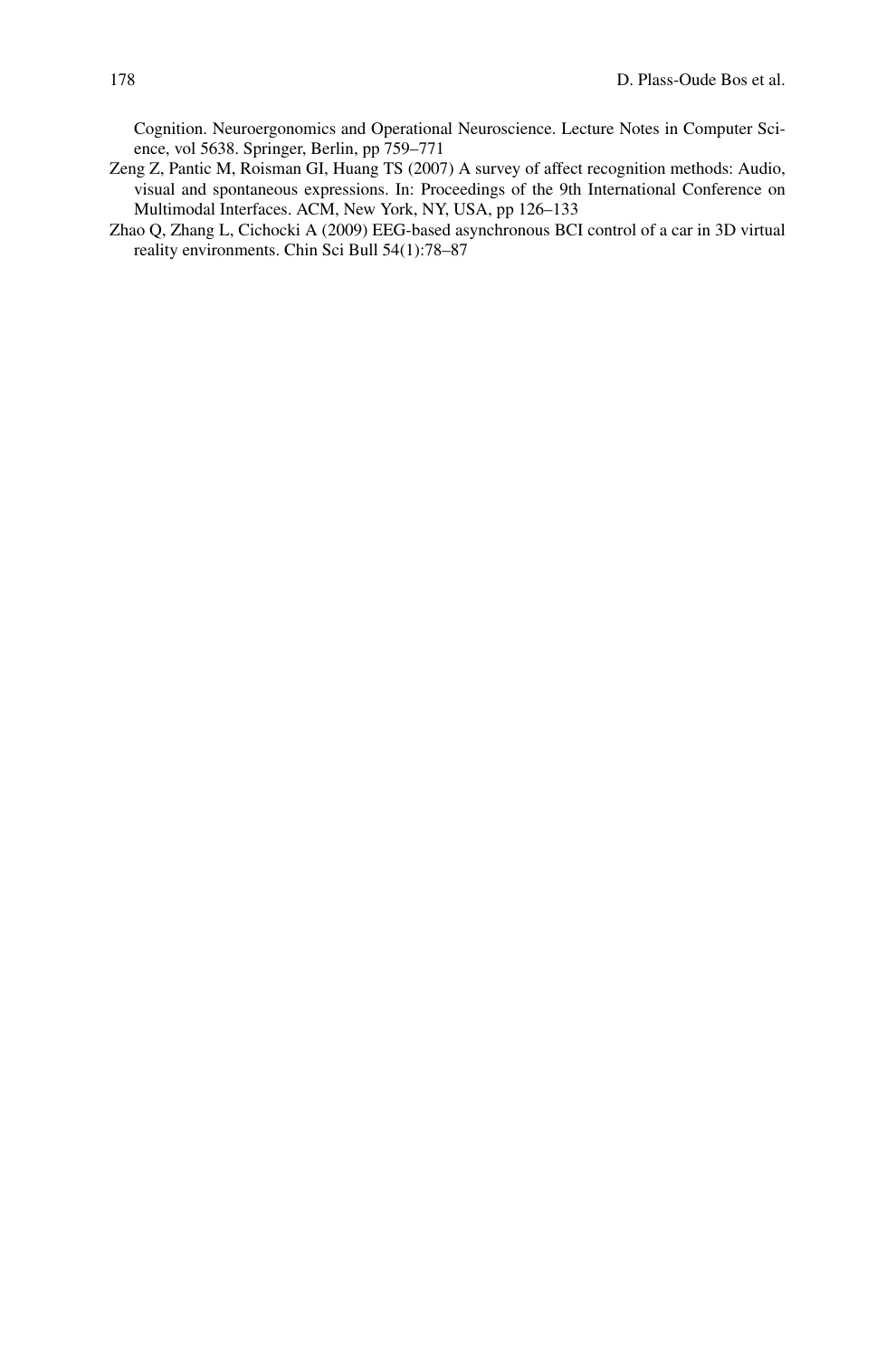Cognition. Neuroergonomics and Operational Neuroscience. Lecture Notes in Computer Science, vol 5638. Springer, Berlin, pp 759–771

Zeng Z, Pantic M, Roisman GI, Huang TS (2007) A survey of affect recognition methods: Audio, visual and spontaneous expressions. In: Proceedings of the 9th International Conference on Multimodal Interfaces. ACM, New York, NY, USA, pp 126–133

Zhao Q, Zhang L, Cichocki A (2009) EEG-based asynchronous BCI control of a car in 3D virtual reality environments. Chin Sci Bull 54(1):78–87